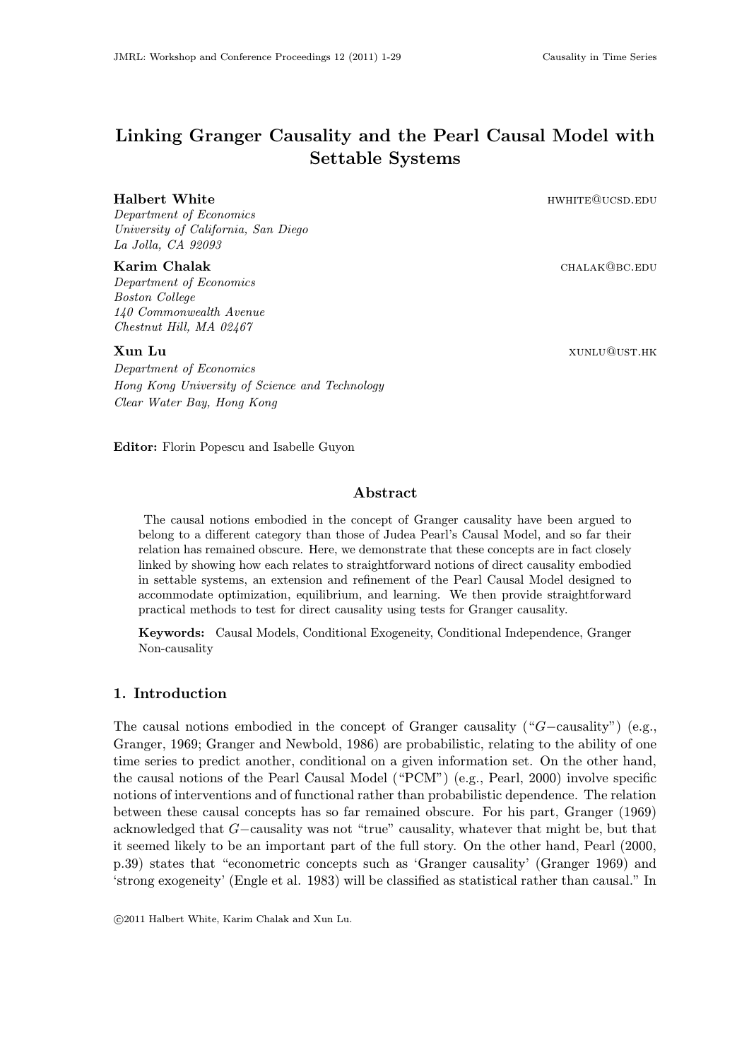# Linking Granger Causality and the Pearl Causal Model with Settable Systems

**Halbert White** hwhite@ucsd.edu
*Department of Economics*
*University of California, San Diego*
*La Jolla, CA 92093*

**Karim Chalak** chalak@bc.edu
*Department of Economics*
*Boston College*
*140 Commonwealth Avenue*
*Chestnut Hill, MA 02467*

**Xun Lu** xunlu@ust.hk
*Department of Economics*
*Hong Kong University of Science and Technology*
*Clear Water Bay, Hong Kong*

**Editor:** Florin Popescu and Isabelle Guyon

## Abstract

The causal notions embodied in the concept of Granger causality have been argued to belong to a different category than those of Judea Pearl's Causal Model, and so far their relation has remained obscure. Here, we demonstrate that these concepts are in fact closely linked by showing how each relates to straightforward notions of direct causality embodied in settable systems, an extension and refinement of the Pearl Causal Model designed to accommodate optimization, equilibrium, and learning. We then provide straightforward practical methods to test for direct causality using tests for Granger causality.

**Keywords:** Causal Models, Conditional Exogeneity, Conditional Independence, Granger Non-causality

## 1. Introduction

The causal notions embodied in the concept of Granger causality ("$G-$causality") (e.g., Granger, 1969; Granger and Newbold, 1986) are probabilistic, relating to the ability of one time series to predict another, conditional on a given information set. On the other hand, the causal notions of the Pearl Causal Model ("PCM") (e.g., Pearl, 2000) involve specific notions of interventions and of functional rather than probabilistic dependence. The relation between these causal concepts has so far remained obscure. For his part, Granger (1969) acknowledged that $G-$causality was not "true" causality, whatever that might be, but that it seemed likely to be an important part of the full story. On the other hand, Pearl (2000, p.39) states that "econometric concepts such as 'Granger causality' (Granger 1969) and 'strong exogeneity' (Engle et al. 1983) will be classified as statistical rather than causal." In

©2011 Halbert White, Karim Chalak and Xun Lu.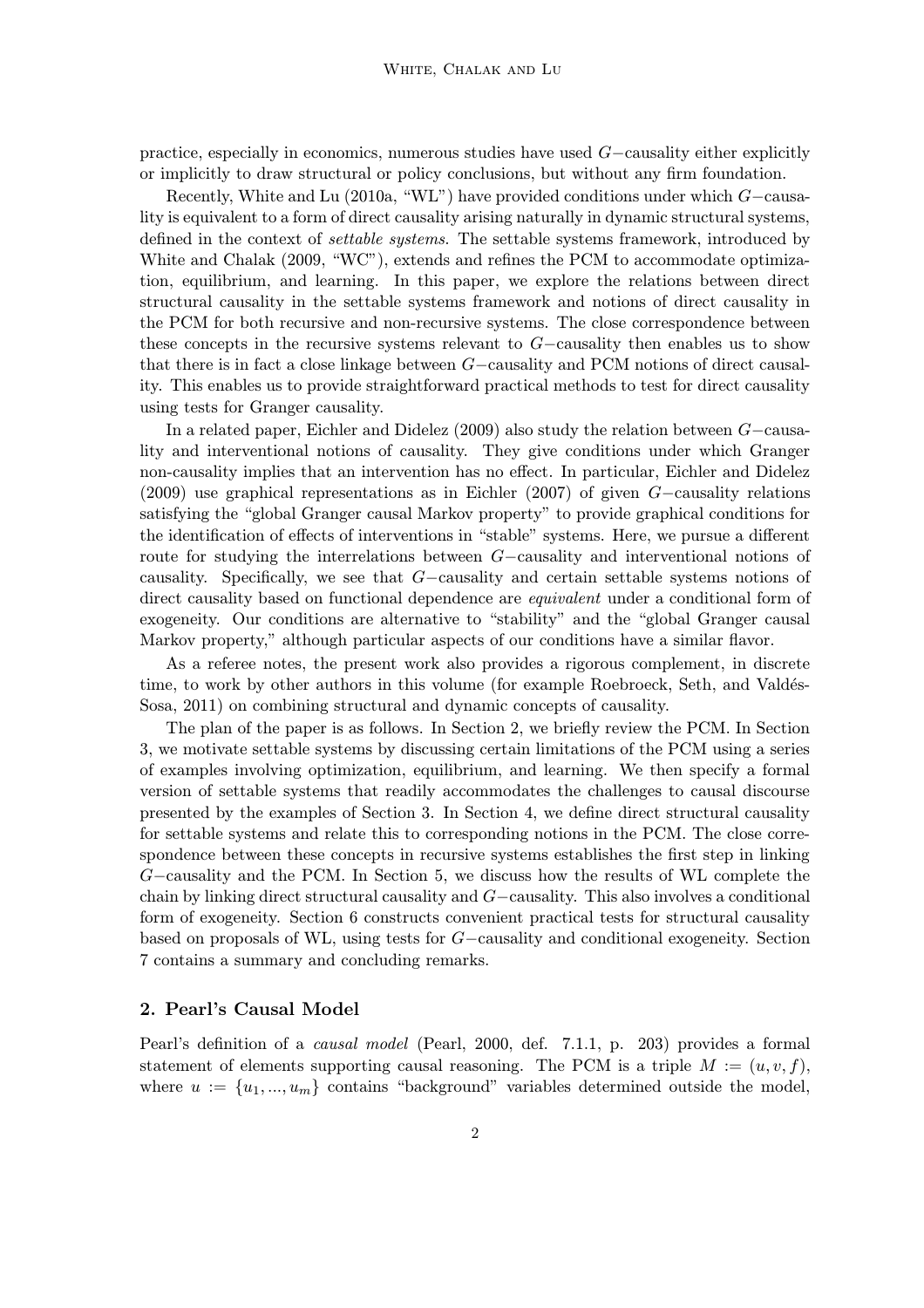practice, especially in economics, numerous studies have used $G-$causality either explicitly or implicitly to draw structural or policy conclusions, but without any firm foundation.

Recently, White and Lu (2010a, "WL") have provided conditions under which $G-$causality is equivalent to a form of direct causality arising naturally in dynamic structural systems, defined in the context of *settable systems*. The settable systems framework, introduced by White and Chalak (2009, "WC"), extends and refines the PCM to accommodate optimization, equilibrium, and learning. In this paper, we explore the relations between direct structural causality in the settable systems framework and notions of direct causality in the PCM for both recursive and non-recursive systems. The close correspondence between these concepts in the recursive systems relevant to $G-$causality then enables us to show that there is in fact a close linkage between $G-$causality and PCM notions of direct causality. This enables us to provide straightforward practical methods to test for direct causality using tests for Granger causality.

In a related paper, Eichler and Didelez (2009) also study the relation between $G-$causality and interventional notions of causality. They give conditions under which Granger non-causality implies that an intervention has no effect. In particular, Eichler and Didelez (2009) use graphical representations as in Eichler (2007) of given $G-$causality relations satisfying the "global Granger causal Markov property" to provide graphical conditions for the identification of effects of interventions in "stable" systems. Here, we pursue a different route for studying the interrelations between $G-$causality and interventional notions of causality. Specifically, we see that $G-$causality and certain settable systems notions of direct causality based on functional dependence are *equivalent* under a conditional form of exogeneity. Our conditions are alternative to "stability" and the "global Granger causal Markov property," although particular aspects of our conditions have a similar flavor.

As a referee notes, the present work also provides a rigorous complement, in discrete time, to work by other authors in this volume (for example Roebroeck, Seth, and Valdés-Sosa, 2011) on combining structural and dynamic concepts of causality.

The plan of the paper is as follows. In Section 2, we briefly review the PCM. In Section 3, we motivate settable systems by discussing certain limitations of the PCM using a series of examples involving optimization, equilibrium, and learning. We then specify a formal version of settable systems that readily accommodates the challenges to causal discourse presented by the examples of Section 3. In Section 4, we define direct structural causality for settable systems and relate this to corresponding notions in the PCM. The close correspondence between these concepts in recursive systems establishes the first step in linking $G-$causality and the PCM. In Section 5, we discuss how the results of WL complete the chain by linking direct structural causality and $G-$causality. This also involves a conditional form of exogeneity. Section 6 constructs convenient practical tests for structural causality based on proposals of WL, using tests for $G-$causality and conditional exogeneity. Section 7 contains a summary and concluding remarks.

## 2. Pearl's Causal Model

Pearl's definition of a *causal model* (Pearl, 2000, def. 7.1.1, p. 203) provides a formal statement of elements supporting causal reasoning. The PCM is a triple $M := (u, v, f)$, where $u := \{u_1, ..., u_m\}$ contains "background" variables determined outside the model,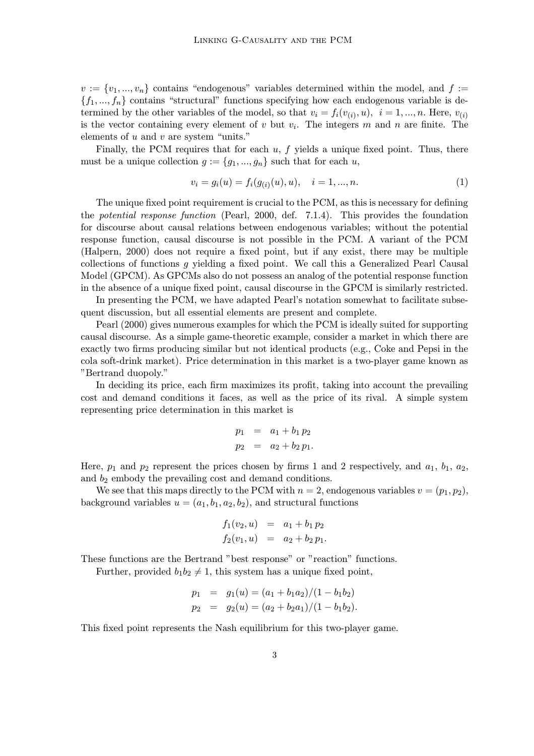$v := \{v_1, ..., v_n\}$ contains "endogenous" variables determined within the model, and $f := \{f_1, ..., f_n\}$ contains "structural" functions specifying how each endogenous variable is determined by the other variables of the model, so that $v_i = f_i(v_{(i)}, u),\ \ i = 1, ..., n$. Here, $v_{(i)}$ is the vector containing every element of $v$ but $v_i$. The integers $m$ and $n$ are finite. The elements of $u$ and $v$ are system "units."

Finally, the PCM requires that for each $u$, $f$ yields a unique fixed point. Thus, there must be a unique collection $g := \{g_1, ..., g_n\}$ such that for each $u$,

$$v_i = g_i(u) = f_i(g_{(i)}(u), u), \quad i = 1, ..., n. \tag{1}$$

The unique fixed point requirement is crucial to the PCM, as this is necessary for defining the *potential response function* (Pearl, 2000, def. 7.1.4). This provides the foundation for discourse about causal relations between endogenous variables; without the potential response function, causal discourse is not possible in the PCM. A variant of the PCM (Halpern, 2000) does not require a fixed point, but if any exist, there may be multiple collections of functions $g$ yielding a fixed point. We call this a Generalized Pearl Causal Model (GPCM). As GPCMs also do not possess an analog of the potential response function in the absence of a unique fixed point, causal discourse in the GPCM is similarly restricted.

In presenting the PCM, we have adapted Pearl's notation somewhat to facilitate subsequent discussion, but all essential elements are present and complete.

Pearl (2000) gives numerous examples for which the PCM is ideally suited for supporting causal discourse. As a simple game-theoretic example, consider a market in which there are exactly two firms producing similar but not identical products (e.g., Coke and Pepsi in the cola soft-drink market). Price determination in this market is a two-player game known as "Bertrand duopoly."

In deciding its price, each firm maximizes its profit, taking into account the prevailing cost and demand conditions it faces, as well as the price of its rival. A simple system representing price determination in this market is

$$\begin{aligned} p_1 &= a_1 + b_1\, p_2 \\ p_2 &= a_2 + b_2\, p_1. \end{aligned}$$

Here, $p_1$ and $p_2$ represent the prices chosen by firms 1 and 2 respectively, and $a_1$, $b_1$, $a_2$, and $b_2$ embody the prevailing cost and demand conditions.

We see that this maps directly to the PCM with $n = 2$, endogenous variables $v = (p_1, p_2)$, background variables $u = (a_1, b_1, a_2, b_2)$, and structural functions

$$\begin{aligned} f_1(v_2, u) &= a_1 + b_1\, p_2 \\ f_2(v_1, u) &= a_2 + b_2\, p_1. \end{aligned}$$

These functions are the Bertrand "best response" or "reaction" functions.

Further, provided $b_1 b_2 \neq 1$, this system has a unique fixed point,

$$\begin{aligned} p_1 &= g_1(u) = (a_1 + b_1 a_2)/(1 - b_1 b_2) \\ p_2 &= g_2(u) = (a_2 + b_2 a_1)/(1 - b_1 b_2). \end{aligned}$$

This fixed point represents the Nash equilibrium for this two-player game.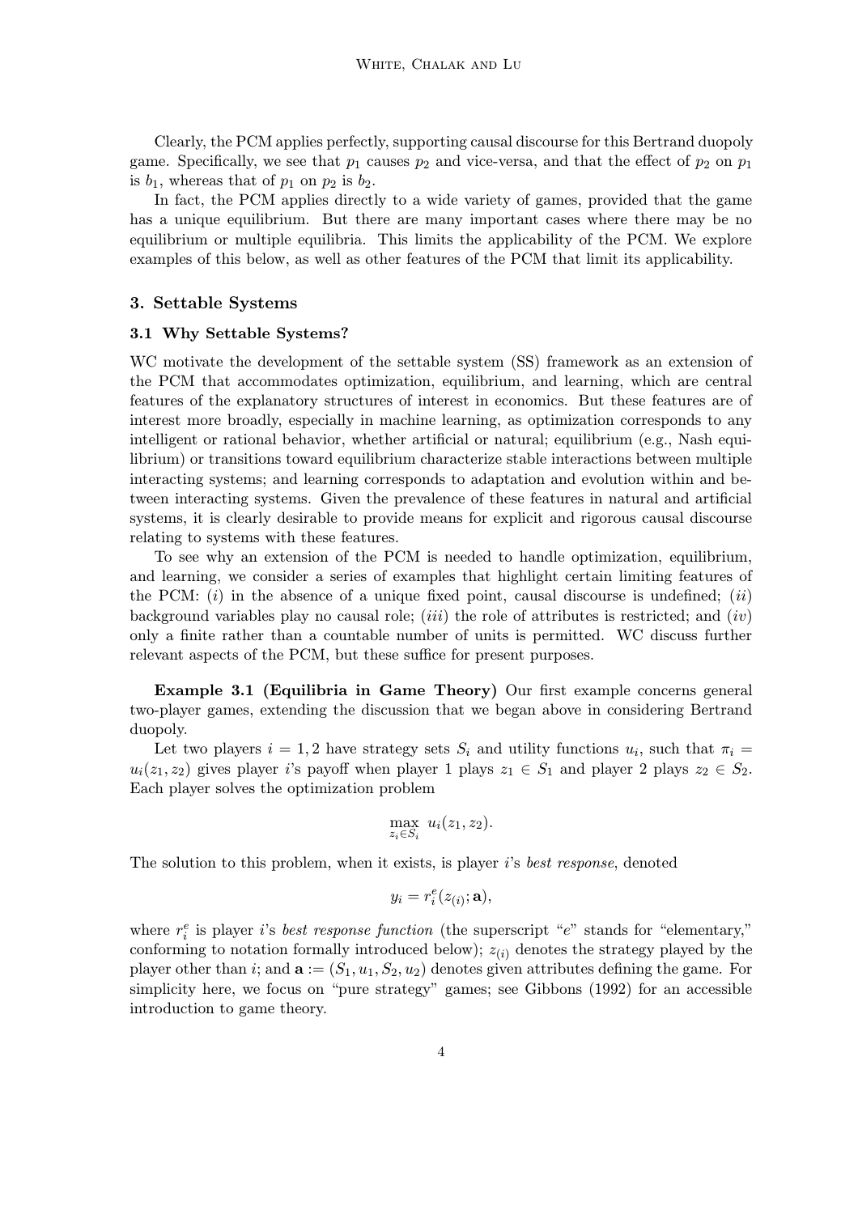Clearly, the PCM applies perfectly, supporting causal discourse for this Bertrand duopoly game. Specifically, we see that $p_1$ causes $p_2$ and vice-versa, and that the effect of $p_2$ on $p_1$ is $b_1$, whereas that of $p_1$ on $p_2$ is $b_2$.

In fact, the PCM applies directly to a wide variety of games, provided that the game has a unique equilibrium. But there are many important cases where there may be no equilibrium or multiple equilibria. This limits the applicability of the PCM. We explore examples of this below, as well as other features of the PCM that limit its applicability.

## 3. Settable Systems

### 3.1 Why Settable Systems?

WC motivate the development of the settable system (SS) framework as an extension of the PCM that accommodates optimization, equilibrium, and learning, which are central features of the explanatory structures of interest in economics. But these features are of interest more broadly, especially in machine learning, as optimization corresponds to any intelligent or rational behavior, whether artificial or natural; equilibrium (e.g., Nash equilibrium) or transitions toward equilibrium characterize stable interactions between multiple interacting systems; and learning corresponds to adaptation and evolution within and between interacting systems. Given the prevalence of these features in natural and artificial systems, it is clearly desirable to provide means for explicit and rigorous causal discourse relating to systems with these features.

To see why an extension of the PCM is needed to handle optimization, equilibrium, and learning, we consider a series of examples that highlight certain limiting features of the PCM: (*i*) in the absence of a unique fixed point, causal discourse is undefined; (*ii*) background variables play no causal role; (*iii*) the role of attributes is restricted; and (*iv*) only a finite rather than a countable number of units is permitted. WC discuss further relevant aspects of the PCM, but these suffice for present purposes.

**Example 3.1 (Equilibria in Game Theory)** Our first example concerns general two-player games, extending the discussion that we began above in considering Bertrand duopoly.

Let two players $i = 1, 2$ have strategy sets $S_i$ and utility functions $u_i$, such that $\pi_i = u_i(z_1, z_2)$ gives player $i$'s payoff when player 1 plays $z_1 \in S_1$ and player 2 plays $z_2 \in S_2$. Each player solves the optimization problem

$$\max_{z_i \in S_i} \; u_i(z_1, z_2).$$

The solution to this problem, when it exists, is player $i$'s *best response*, denoted

$$y_i = r_i^e(z_{(i)}; \mathbf{a}),$$

where $r_i^e$ is player $i$'s *best response function* (the superscript "$e$" stands for "elementary," conforming to notation formally introduced below); $z_{(i)}$ denotes the strategy played by the player other than $i$; and $\mathbf{a} := (S_1, u_1, S_2, u_2)$ denotes given attributes defining the game. For simplicity here, we focus on "pure strategy" games; see Gibbons (1992) for an accessible introduction to game theory.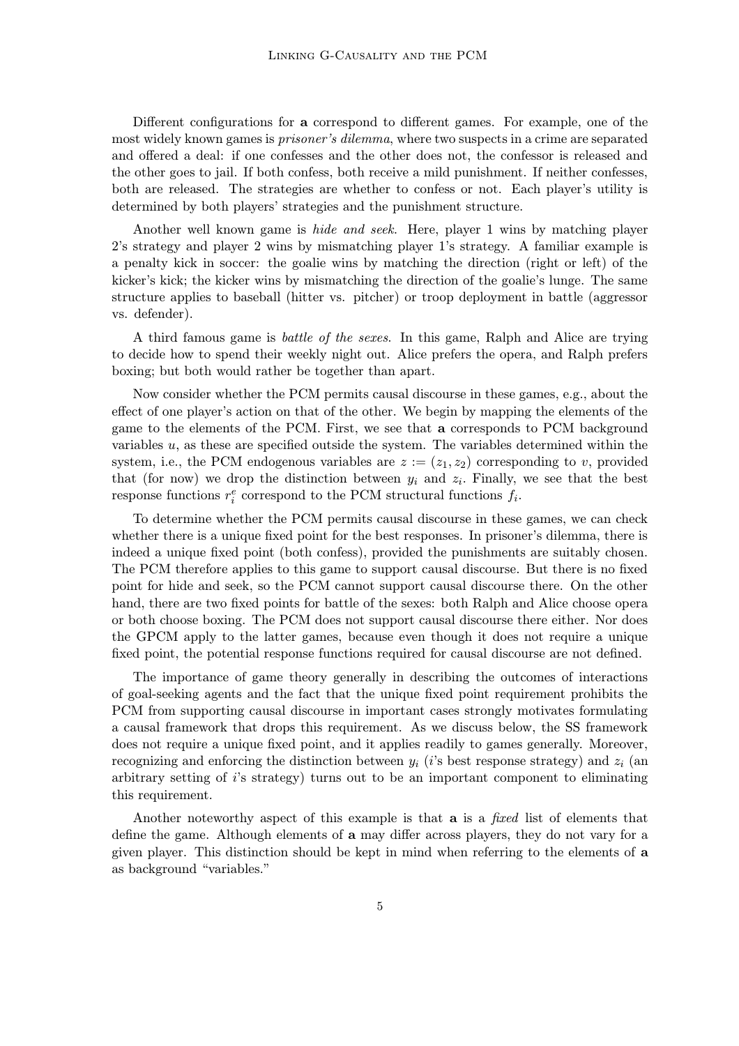Different configurations for **a** correspond to different games. For example, one of the most widely known games is *prisoner's dilemma*, where two suspects in a crime are separated and offered a deal: if one confesses and the other does not, the confessor is released and the other goes to jail. If both confess, both receive a mild punishment. If neither confesses, both are released. The strategies are whether to confess or not. Each player's utility is determined by both players' strategies and the punishment structure.

Another well known game is *hide and seek*. Here, player 1 wins by matching player 2's strategy and player 2 wins by mismatching player 1's strategy. A familiar example is a penalty kick in soccer: the goalie wins by matching the direction (right or left) of the kicker's kick; the kicker wins by mismatching the direction of the goalie's lunge. The same structure applies to baseball (hitter vs. pitcher) or troop deployment in battle (aggressor vs. defender).

A third famous game is *battle of the sexes*. In this game, Ralph and Alice are trying to decide how to spend their weekly night out. Alice prefers the opera, and Ralph prefers boxing; but both would rather be together than apart.

Now consider whether the PCM permits causal discourse in these games, e.g., about the effect of one player's action on that of the other. We begin by mapping the elements of the game to the elements of the PCM. First, we see that **a** corresponds to PCM background variables $u$, as these are specified outside the system. The variables determined within the system, i.e., the PCM endogenous variables are $z := (z_1, z_2)$ corresponding to $v$, provided that (for now) we drop the distinction between $y_i$ and $z_i$. Finally, we see that the best response functions $r_i^e$ correspond to the PCM structural functions $f_i$.

To determine whether the PCM permits causal discourse in these games, we can check whether there is a unique fixed point for the best responses. In prisoner's dilemma, there is indeed a unique fixed point (both confess), provided the punishments are suitably chosen. The PCM therefore applies to this game to support causal discourse. But there is no fixed point for hide and seek, so the PCM cannot support causal discourse there. On the other hand, there are two fixed points for battle of the sexes: both Ralph and Alice choose opera or both choose boxing. The PCM does not support causal discourse there either. Nor does the GPCM apply to the latter games, because even though it does not require a unique fixed point, the potential response functions required for causal discourse are not defined.

The importance of game theory generally in describing the outcomes of interactions of goal-seeking agents and the fact that the unique fixed point requirement prohibits the PCM from supporting causal discourse in important cases strongly motivates formulating a causal framework that drops this requirement. As we discuss below, the SS framework does not require a unique fixed point, and it applies readily to games generally. Moreover, recognizing and enforcing the distinction between $y_i$ ($i$'s best response strategy) and $z_i$ (an arbitrary setting of $i$'s strategy) turns out to be an important component to eliminating this requirement.

Another noteworthy aspect of this example is that **a** is a *fixed* list of elements that define the game. Although elements of **a** may differ across players, they do not vary for a given player. This distinction should be kept in mind when referring to the elements of **a** as background "variables."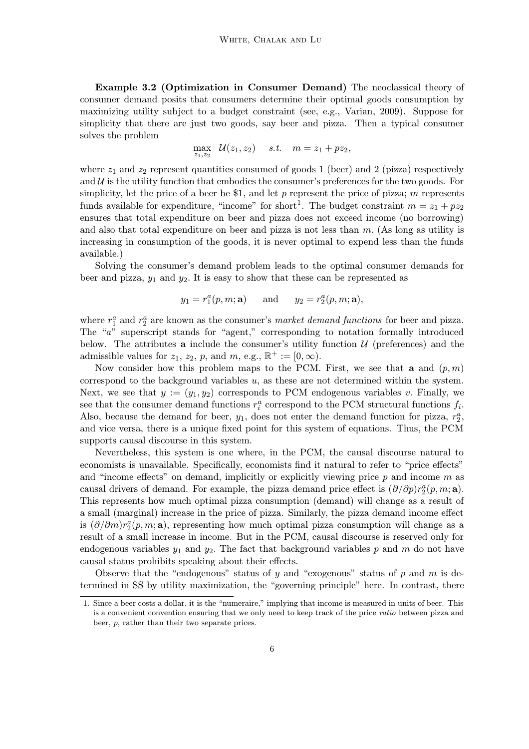**Example 3.2 (Optimization in Consumer Demand)** The neoclassical theory of consumer demand posits that consumers determine their optimal goods consumption by maximizing utility subject to a budget constraint (see, e.g., Varian, 2009). Suppose for simplicity that there are just two goods, say beer and pizza. Then a typical consumer solves the problem

$$\max_{z_1, z_2} \; \mathcal{U}(z_1, z_2) \quad s.t. \quad m = z_1 + pz_2,$$

where $z_1$ and $z_2$ represent quantities consumed of goods 1 (beer) and 2 (pizza) respectively and $\mathcal{U}$ is the utility function that embodies the consumer's preferences for the two goods. For simplicity, let the price of a beer be \$1, and let $p$ represent the price of pizza; $m$ represents funds available for expenditure, "income" for short[1]. The budget constraint $m = z_1 + pz_2$ ensures that total expenditure on beer and pizza does not exceed income (no borrowing) and also that total expenditure on beer and pizza is not less than $m$. (As long as utility is increasing in consumption of the goods, it is never optimal to expend less than the funds available.)

Solving the consumer's demand problem leads to the optimal consumer demands for beer and pizza, $y_1$ and $y_2$. It is easy to show that these can be represented as

$$y_1 = r_1^a(p, m; \mathbf{a}) \qquad \text{and} \qquad y_2 = r_2^a(p, m; \mathbf{a}),$$

where $r_1^a$ and $r_2^a$ are known as the consumer's *market demand functions* for beer and pizza. The "$a$" superscript stands for "agent," corresponding to notation formally introduced below. The attributes $\mathbf{a}$ include the consumer's utility function $\mathcal{U}$ (preferences) and the admissible values for $z_1$, $z_2$, $p$, and $m$, e.g., $\mathbb{R}^+ := [0, \infty)$.

Now consider how this problem maps to the PCM. First, we see that $\mathbf{a}$ and $(p, m)$ correspond to the background variables $u$, as these are not determined within the system. Next, we see that $y := (y_1, y_2)$ corresponds to PCM endogenous variables $v$. Finally, we see that the consumer demand functions $r_i^a$ correspond to the PCM structural functions $f_i$. Also, because the demand for beer, $y_1$, does not enter the demand function for pizza, $r_2^a$, and vice versa, there is a unique fixed point for this system of equations. Thus, the PCM supports causal discourse in this system.

Nevertheless, this system is one where, in the PCM, the causal discourse natural to economists is unavailable. Specifically, economists find it natural to refer to "price effects" and "income effects" on demand, implicitly or explicitly viewing price $p$ and income $m$ as causal drivers of demand. For example, the pizza demand price effect is $(\partial/\partial p) r_2^a(p, m; \mathbf{a})$. This represents how much optimal pizza consumption (demand) will change as a result of a small (marginal) increase in the price of pizza. Similarly, the pizza demand income effect is $(\partial/\partial m) r_2^a(p, m; \mathbf{a})$, representing how much optimal pizza consumption will change as a result of a small increase in income. But in the PCM, causal discourse is reserved only for endogenous variables $y_1$ and $y_2$. The fact that background variables $p$ and $m$ do not have causal status prohibits speaking about their effects.

Observe that the "endogenous" status of $y$ and "exogenous" status of $p$ and $m$ is determined in SS by utility maximization, the "governing principle" here. In contrast, there

[1] Since a beer costs a dollar, it is the "numeraire," implying that income is measured in units of beer. This is a convenient convention ensuring that we only need to keep track of the price *ratio* between pizza and beer, $p$, rather than their two separate prices.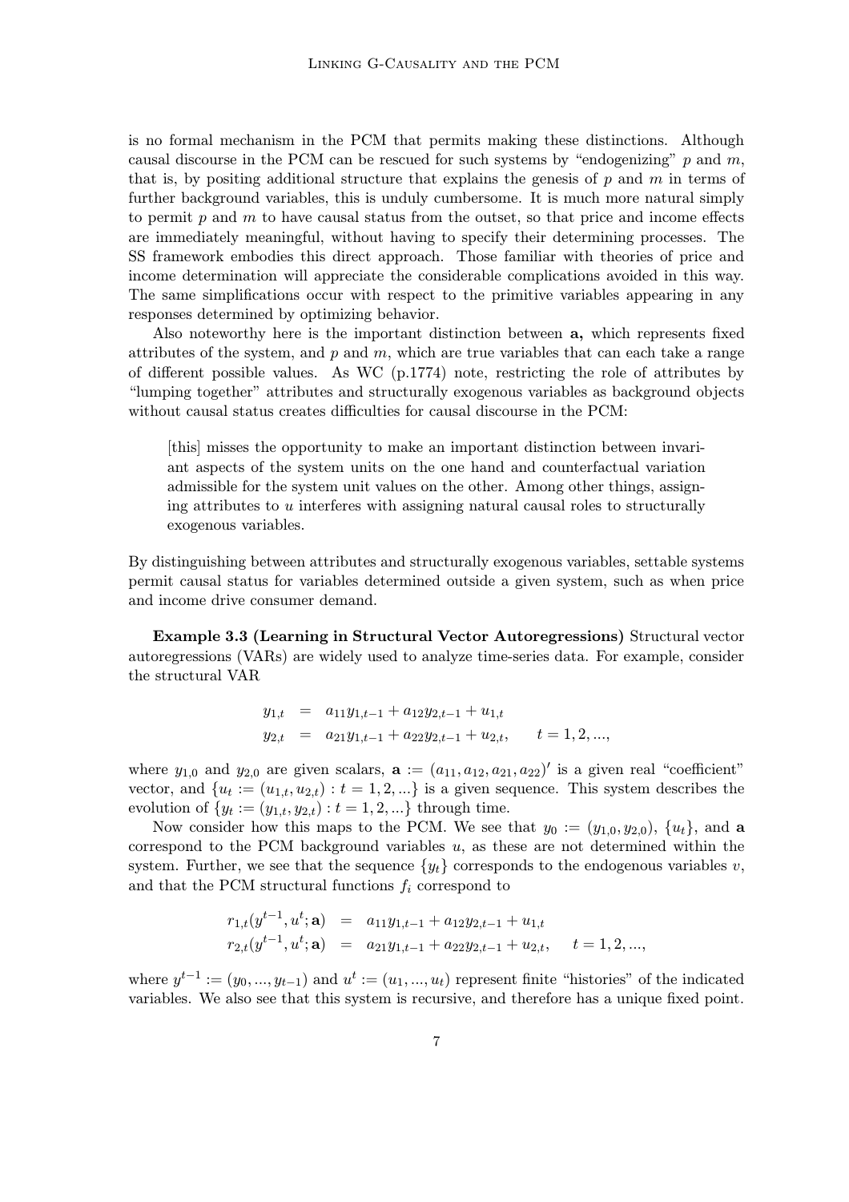is no formal mechanism in the PCM that permits making these distinctions. Although causal discourse in the PCM can be rescued for such systems by "endogenizing" $p$ and $m$, that is, by positing additional structure that explains the genesis of $p$ and $m$ in terms of further background variables, this is unduly cumbersome. It is much more natural simply to permit $p$ and $m$ to have causal status from the outset, so that price and income effects are immediately meaningful, without having to specify their determining processes. The SS framework embodies this direct approach. Those familiar with theories of price and income determination will appreciate the considerable complications avoided in this way. The same simplifications occur with respect to the primitive variables appearing in any responses determined by optimizing behavior.

Also noteworthy here is the important distinction between $\mathbf{a}$, which represents fixed attributes of the system, and $p$ and $m$, which are true variables that can each take a range of different possible values. As WC (p.1774) note, restricting the role of attributes by "lumping together" attributes and structurally exogenous variables as background objects without causal status creates difficulties for causal discourse in the PCM:

> [this] misses the opportunity to make an important distinction between invariant aspects of the system units on the one hand and counterfactual variation admissible for the system unit values on the other. Among other things, assigning attributes to $u$ interferes with assigning natural causal roles to structurally exogenous variables.

By distinguishing between attributes and structurally exogenous variables, settable systems permit causal status for variables determined outside a given system, such as when price and income drive consumer demand.

**Example 3.3 (Learning in Structural Vector Autoregressions)** Structural vector autoregressions (VARs) are widely used to analyze time-series data. For example, consider the structural VAR

$$
\begin{aligned}
y_{1,t} &= a_{11}y_{1,t-1} + a_{12}y_{2,t-1} + u_{1,t} \\
y_{2,t} &= a_{21}y_{1,t-1} + a_{22}y_{2,t-1} + u_{2,t}, \qquad t = 1, 2, ...,
\end{aligned}
$$

where $y_{1,0}$ and $y_{2,0}$ are given scalars, $\mathbf{a} := (a_{11}, a_{12}, a_{21}, a_{22})'$ is a given real "coefficient" vector, and $\{u_t := (u_{1,t}, u_{2,t}) : t = 1, 2, ...\}$ is a given sequence. This system describes the evolution of $\{y_t := (y_{1,t}, y_{2,t}) : t = 1, 2, ...\}$ through time.

Now consider how this maps to the PCM. We see that $y_0 := (y_{1,0}, y_{2,0})$, $\{u_t\}$, and $\mathbf{a}$ correspond to the PCM background variables $u$, as these are not determined within the system. Further, we see that the sequence $\{y_t\}$ corresponds to the endogenous variables $v$, and that the PCM structural functions $f_i$ correspond to

$$
\begin{aligned}
r_{1,t}(y^{t-1}, u^t; \mathbf{a}) &= a_{11}y_{1,t-1} + a_{12}y_{2,t-1} + u_{1,t} \\
r_{2,t}(y^{t-1}, u^t; \mathbf{a}) &= a_{21}y_{1,t-1} + a_{22}y_{2,t-1} + u_{2,t}, \qquad t = 1, 2, ...,
\end{aligned}
$$

where $y^{t-1} := (y_0, ..., y_{t-1})$ and $u^t := (u_1, ..., u_t)$ represent finite "histories" of the indicated variables. We also see that this system is recursive, and therefore has a unique fixed point.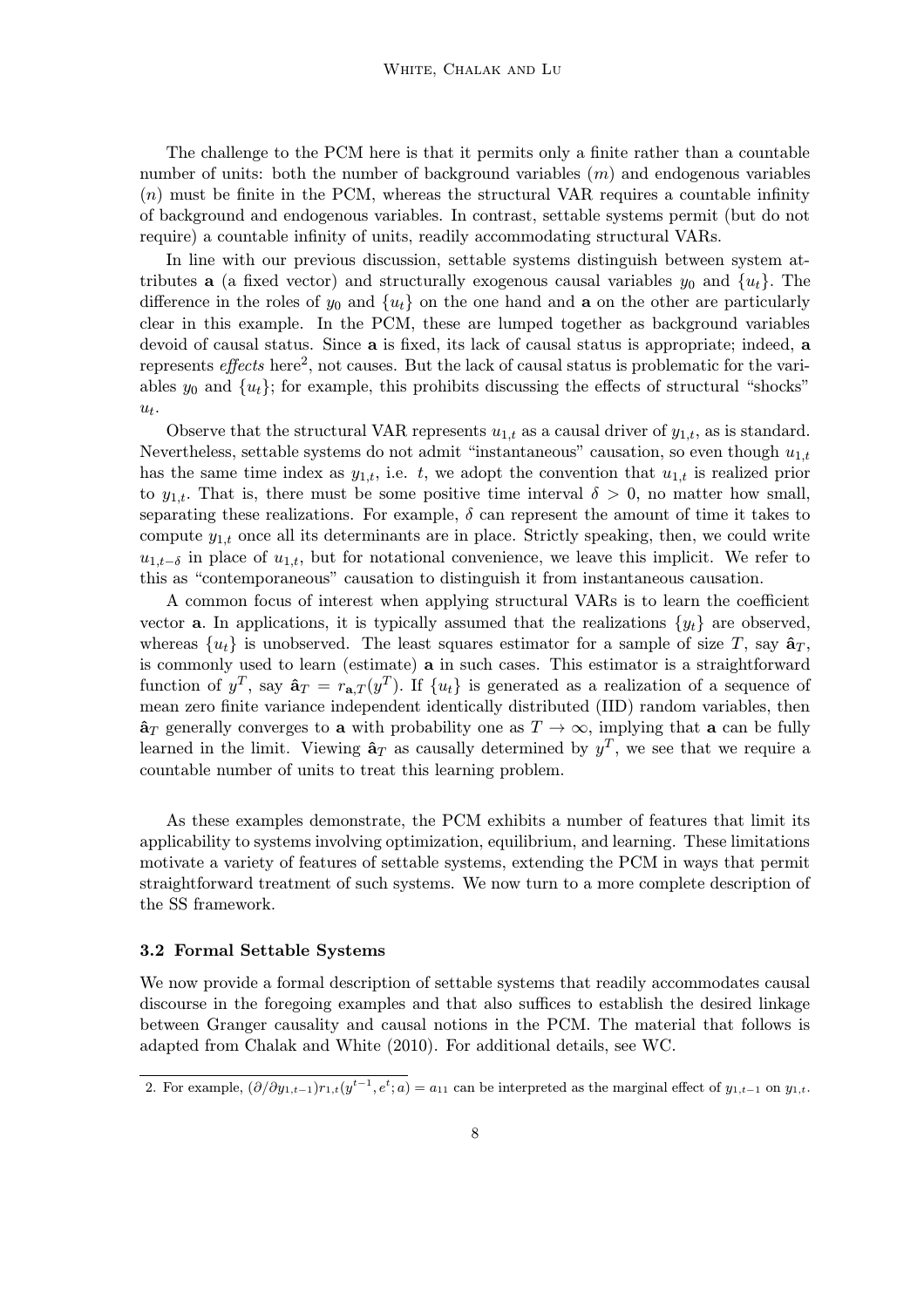The challenge to the PCM here is that it permits only a finite rather than a countable number of units: both the number of background variables ($m$) and endogenous variables ($n$) must be finite in the PCM, whereas the structural VAR requires a countable infinity of background and endogenous variables. In contrast, settable systems permit (but do not require) a countable infinity of units, readily accommodating structural VARs.

In line with our previous discussion, settable systems distinguish between system attributes $\mathbf{a}$ (a fixed vector) and structurally exogenous causal variables $y_0$ and $\{u_t\}$. The difference in the roles of $y_0$ and $\{u_t\}$ on the one hand and $\mathbf{a}$ on the other are particularly clear in this example. In the PCM, these are lumped together as background variables devoid of causal status. Since $\mathbf{a}$ is fixed, its lack of causal status is appropriate; indeed, $\mathbf{a}$ represents *effects* here[2], not causes. But the lack of causal status is problematic for the variables $y_0$ and $\{u_t\}$; for example, this prohibits discussing the effects of structural "shocks" $u_t$.

Observe that the structural VAR represents $u_{1,t}$ as a causal driver of $y_{1,t}$, as is standard. Nevertheless, settable systems do not admit "instantaneous" causation, so even though $u_{1,t}$ has the same time index as $y_{1,t}$, i.e. $t$, we adopt the convention that $u_{1,t}$ is realized prior to $y_{1,t}$. That is, there must be some positive time interval $\delta > 0$, no matter how small, separating these realizations. For example, $\delta$ can represent the amount of time it takes to compute $y_{1,t}$ once all its determinants are in place. Strictly speaking, then, we could write $u_{1,t-\delta}$ in place of $u_{1,t}$, but for notational convenience, we leave this implicit. We refer to this as "contemporaneous" causation to distinguish it from instantaneous causation.

A common focus of interest when applying structural VARs is to learn the coefficient vector $\mathbf{a}$. In applications, it is typically assumed that the realizations $\{y_t\}$ are observed, whereas $\{u_t\}$ is unobserved. The least squares estimator for a sample of size $T$, say $\hat{\mathbf{a}}_T$, is commonly used to learn (estimate) $\mathbf{a}$ in such cases. This estimator is a straightforward function of $y^T$, say $\hat{\mathbf{a}}_T = r_{\mathbf{a},T}(y^T)$. If $\{u_t\}$ is generated as a realization of a sequence of mean zero finite variance independent identically distributed (IID) random variables, then $\hat{\mathbf{a}}_T$ generally converges to $\mathbf{a}$ with probability one as $T \to \infty$, implying that $\mathbf{a}$ can be fully learned in the limit. Viewing $\hat{\mathbf{a}}_T$ as causally determined by $y^T$, we see that we require a countable number of units to treat this learning problem.

As these examples demonstrate, the PCM exhibits a number of features that limit its applicability to systems involving optimization, equilibrium, and learning. These limitations motivate a variety of features of settable systems, extending the PCM in ways that permit straightforward treatment of such systems. We now turn to a more complete description of the SS framework.

### 3.2 Formal Settable Systems

We now provide a formal description of settable systems that readily accommodates causal discourse in the foregoing examples and that also suffices to establish the desired linkage between Granger causality and causal notions in the PCM. The material that follows is adapted from Chalak and White (2010). For additional details, see WC.

---

2. For example, $(\partial/\partial y_{1,t-1})r_{1,t}(y^{t-1}, e^t; a) = a_{11}$ can be interpreted as the marginal effect of $y_{1,t-1}$ on $y_{1,t}$.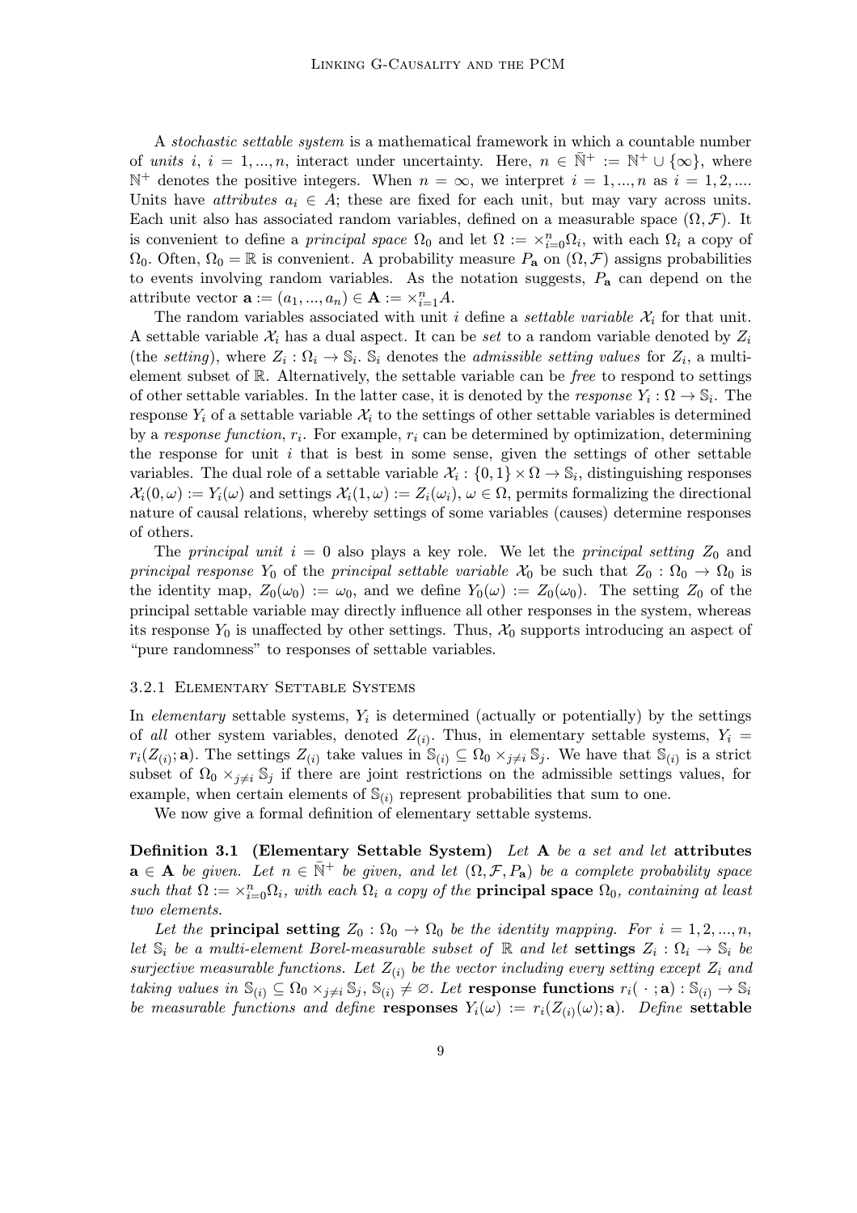A *stochastic settable system* is a mathematical framework in which a countable number of *units* $i$, $i = 1, ..., n$, interact under uncertainty. Here, $n \in \bar{\mathbb{N}}^+ := \mathbb{N}^+ \cup \{\infty\}$, where $\mathbb{N}^+$ denotes the positive integers. When $n = \infty$, we interpret $i = 1, ..., n$ as $i = 1, 2, ...$. Units have *attributes* $a_i \in A$; these are fixed for each unit, but may vary across units. Each unit also has associated random variables, defined on a measurable space $(\Omega, \mathcal{F})$. It is convenient to define a *principal space* $\Omega_0$ and let $\Omega := \times_{i=0}^{n} \Omega_i$, with each $\Omega_i$ a copy of $\Omega_0$. Often, $\Omega_0 = \mathbb{R}$ is convenient. A probability measure $P_{\mathbf{a}}$ on $(\Omega, \mathcal{F})$ assigns probabilities to events involving random variables. As the notation suggests, $P_{\mathbf{a}}$ can depend on the attribute vector $\mathbf{a} := (a_1, ..., a_n) \in \mathbf{A} := \times_{i=1}^{n} A$.

The random variables associated with unit $i$ define a *settable variable* $\mathcal{X}_i$ for that unit. A settable variable $\mathcal{X}_i$ has a dual aspect. It can be *set* to a random variable denoted by $Z_i$ (the *setting*), where $Z_i : \Omega_i \to \mathbb{S}_i$. $\mathbb{S}_i$ denotes the *admissible setting values* for $Z_i$, a multi-element subset of $\mathbb{R}$. Alternatively, the settable variable can be *free* to respond to settings of other settable variables. In the latter case, it is denoted by the *response* $Y_i : \Omega \to \mathbb{S}_i$. The response $Y_i$ of a settable variable $\mathcal{X}_i$ to the settings of other settable variables is determined by a *response function*, $r_i$. For example, $r_i$ can be determined by optimization, determining the response for unit $i$ that is best in some sense, given the settings of other settable variables. The dual role of a settable variable $\mathcal{X}_i : \{0, 1\} \times \Omega \to \mathbb{S}_i$, distinguishing responses $\mathcal{X}_i(0, \omega) := Y_i(\omega)$ and settings $\mathcal{X}_i(1, \omega) := Z_i(\omega_i)$, $\omega \in \Omega$, permits formalizing the directional nature of causal relations, whereby settings of some variables (causes) determine responses of others.

The *principal unit* $i = 0$ also plays a key role. We let the *principal setting* $Z_0$ and *principal response* $Y_0$ of the *principal settable variable* $\mathcal{X}_0$ be such that $Z_0 : \Omega_0 \to \Omega_0$ is the identity map, $Z_0(\omega_0) := \omega_0$, and we define $Y_0(\omega) := Z_0(\omega_0)$. The setting $Z_0$ of the principal settable variable may directly influence all other responses in the system, whereas its response $Y_0$ is unaffected by other settings. Thus, $\mathcal{X}_0$ supports introducing an aspect of "pure randomness" to responses of settable variables.

### 3.2.1 Elementary Settable Systems

In *elementary* settable systems, $Y_i$ is determined (actually or potentially) by the settings of *all* other system variables, denoted $Z_{(i)}$. Thus, in elementary settable systems, $Y_i = r_i(Z_{(i)}; \mathbf{a})$. The settings $Z_{(i)}$ take values in $\mathbb{S}_{(i)} \subseteq \Omega_0 \times_{j \neq i} \mathbb{S}_j$. We have that $\mathbb{S}_{(i)}$ is a strict subset of $\Omega_0 \times_{j \neq i} \mathbb{S}_j$ if there are joint restrictions on the admissible settings values, for example, when certain elements of $\mathbb{S}_{(i)}$ represent probabilities that sum to one.

We now give a formal definition of elementary settable systems.

**Definition 3.1 (Elementary Settable System)** *Let* $\mathbf{A}$ *be a set and let* **attributes** $\mathbf{a} \in \mathbf{A}$ *be given. Let* $n \in \bar{\mathbb{N}}^+$ *be given, and let* $(\Omega, \mathcal{F}, P_{\mathbf{a}})$ *be a complete probability space such that* $\Omega := \times_{i=0}^{n} \Omega_i$*, with each* $\Omega_i$ *a copy of the* **principal space** $\Omega_0$*, containing at least two elements.*

*Let the* **principal setting** $Z_0 : \Omega_0 \to \Omega_0$ *be the identity mapping. For* $i = 1, 2, ..., n$*, let* $\mathbb{S}_i$ *be a multi-element Borel-measurable subset of* $\mathbb{R}$ *and let* **settings** $Z_i : \Omega_i \to \mathbb{S}_i$ *be surjective measurable functions. Let* $Z_{(i)}$ *be the vector including every setting except* $Z_i$ *and taking values in* $\mathbb{S}_{(i)} \subseteq \Omega_0 \times_{j \neq i} \mathbb{S}_j$*,* $\mathbb{S}_{(i)} \neq \varnothing$*. Let* **response functions** $r_i( \cdot \,; \mathbf{a}) : \mathbb{S}_{(i)} \to \mathbb{S}_i$ *be measurable functions and define* **responses** $Y_i(\omega) := r_i(Z_{(i)}(\omega); \mathbf{a})$*. Define* **settable**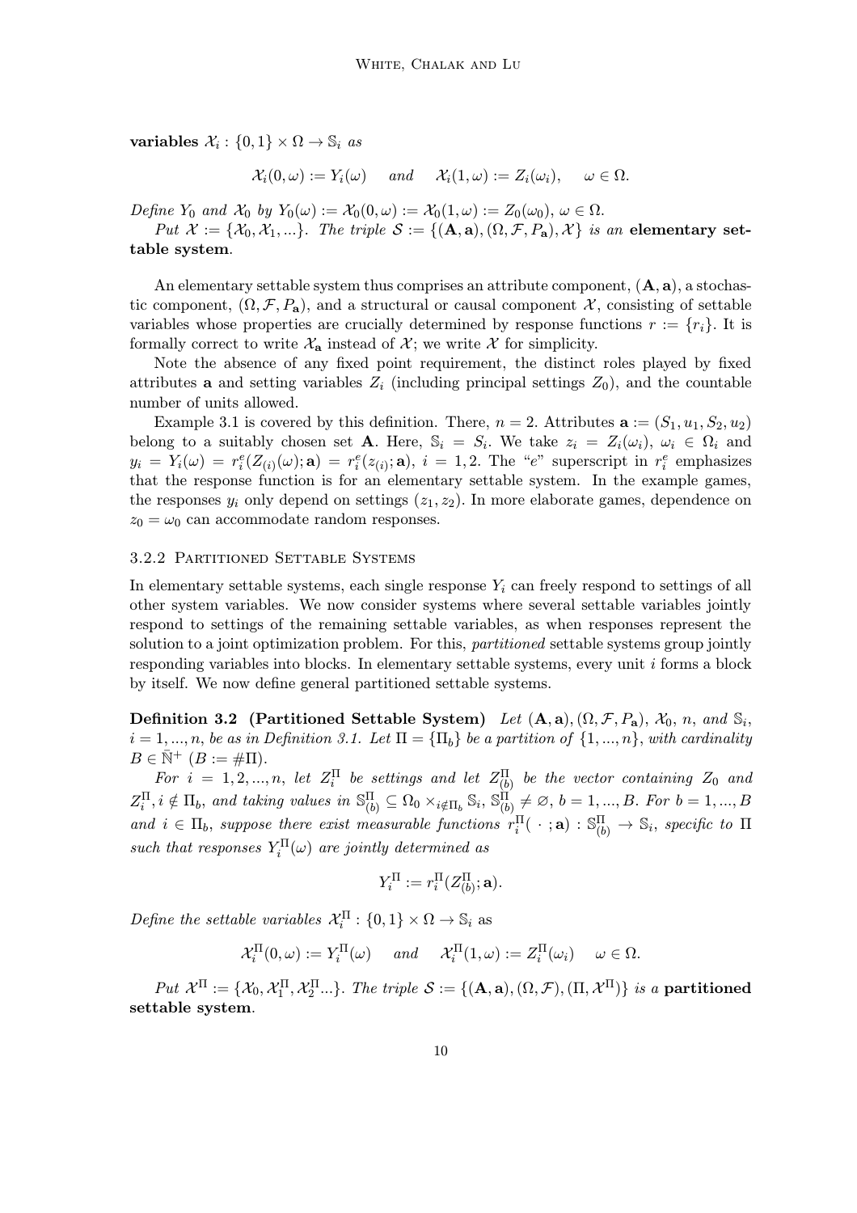**variables** $\mathcal{X}_i : \{0,1\} \times \Omega \to \mathbb{S}_i$ *as*

$$\mathcal{X}_i(0,\omega) := Y_i(\omega) \quad \text{and} \quad \mathcal{X}_i(1,\omega) := Z_i(\omega_i), \quad \omega \in \Omega.$$

*Define* $Y_0$ *and* $\mathcal{X}_0$ *by* $Y_0(\omega) := \mathcal{X}_0(0,\omega) := \mathcal{X}_0(1,\omega) := Z_0(\omega_0)$, $\omega \in \Omega$.

*Put* $\mathcal{X} := \{\mathcal{X}_0, \mathcal{X}_1, ...\}$. *The triple* $\mathcal{S} := \{(\mathbf{A}, \mathbf{a}), (\Omega, \mathcal{F}, P_{\mathbf{a}}), \mathcal{X}\}$ *is an* **elementary settable system**.

An elementary settable system thus comprises an attribute component, $(\mathbf{A}, \mathbf{a})$, a stochastic component, $(\Omega, \mathcal{F}, P_{\mathbf{a}})$, and a structural or causal component $\mathcal{X}$, consisting of settable variables whose properties are crucially determined by response functions $r := \{r_i\}$. It is formally correct to write $\mathcal{X}_{\mathbf{a}}$ instead of $\mathcal{X}$; we write $\mathcal{X}$ for simplicity.

Note the absence of any fixed point requirement, the distinct roles played by fixed attributes $\mathbf{a}$ and setting variables $Z_i$ (including principal settings $Z_0$), and the countable number of units allowed.

Example 3.1 is covered by this definition. There, $n = 2$. Attributes $\mathbf{a} := (S_1, u_1, S_2, u_2)$ belong to a suitably chosen set $\mathbf{A}$. Here, $\mathbb{S}_i = S_i$. We take $z_i = Z_i(\omega_i)$, $\omega_i \in \Omega_i$ and $y_i = Y_i(\omega) = r_i^e(Z_{(i)}(\omega); \mathbf{a}) = r_i^e(z_{(i)}; \mathbf{a})$, $i = 1, 2$. The "$e$" superscript in $r_i^e$ emphasizes that the response function is for an elementary settable system. In the example games, the responses $y_i$ only depend on settings $(z_1, z_2)$. In more elaborate games, dependence on $z_0 = \omega_0$ can accommodate random responses.

### 3.2.2 Partitioned Settable Systems

In elementary settable systems, each single response $Y_i$ can freely respond to settings of all other system variables. We now consider systems where several settable variables jointly respond to settings of the remaining settable variables, as when responses represent the solution to a joint optimization problem. For this, *partitioned* settable systems group jointly responding variables into blocks. In elementary settable systems, every unit $i$ forms a block by itself. We now define general partitioned settable systems.

**Definition 3.2 (Partitioned Settable System)** *Let* $(\mathbf{A}, \mathbf{a}), (\Omega, \mathcal{F}, P_{\mathbf{a}})$, $\mathcal{X}_0$, $n$, *and* $\mathbb{S}_i$, $i = 1, ..., n$, *be as in Definition 3.1. Let* $\Pi = \{\Pi_b\}$ *be a partition of* $\{1, ..., n\}$, *with cardinality* $B \in \bar{\mathbb{N}}^+$ ($B := \#\Pi$).

*For* $i = 1, 2, ..., n$, *let* $Z_i^\Pi$ *be settings and let* $Z_{(b)}^\Pi$ *be the vector containing* $Z_0$ *and* $Z_i^\Pi$, $i \notin \Pi_b$, *and taking values in* $\mathbb{S}_{(b)}^\Pi \subseteq \Omega_0 \times_{i \notin \Pi_b} \mathbb{S}_i$, $\mathbb{S}_{(b)}^\Pi \neq \varnothing$, $b = 1, ..., B$. *For* $b = 1, ..., B$ *and* $i \in \Pi_b$, *suppose there exist measurable functions* $r_i^\Pi(\,\cdot\,; \mathbf{a}) : \mathbb{S}_{(b)}^\Pi \to \mathbb{S}_i$, *specific to* $\Pi$ *such that responses* $Y_i^\Pi(\omega)$ *are jointly determined as*

$$Y_i^\Pi := r_i^\Pi(Z_{(b)}^\Pi; \mathbf{a}).$$

*Define the settable variables* $\mathcal{X}_i^\Pi : \{0,1\} \times \Omega \to \mathbb{S}_i$ as

$$\mathcal{X}_i^\Pi(0,\omega) := Y_i^\Pi(\omega) \quad \text{and} \quad \mathcal{X}_i^\Pi(1,\omega) := Z_i^\Pi(\omega_i) \quad \omega \in \Omega.$$

*Put* $\mathcal{X}^\Pi := \{\mathcal{X}_0, \mathcal{X}_1^\Pi, \mathcal{X}_2^\Pi ...\}$. *The triple* $\mathcal{S} := \{(\mathbf{A}, \mathbf{a}), (\Omega, \mathcal{F}), (\Pi, \mathcal{X}^\Pi)\}$ *is a* **partitioned settable system**.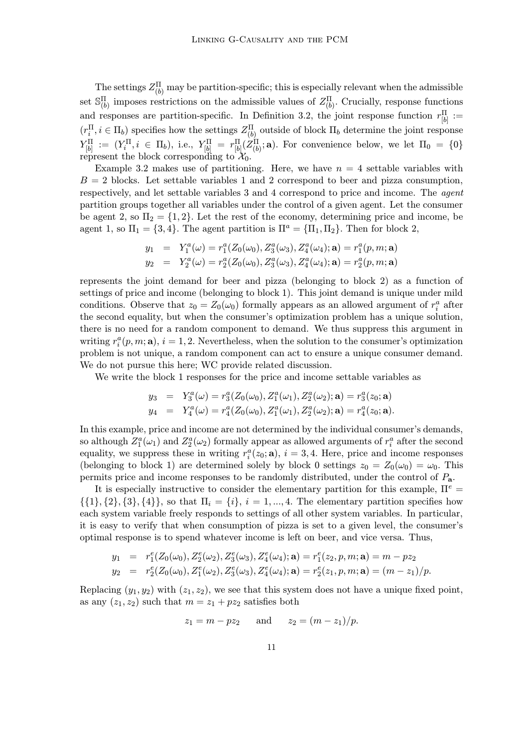The settings $Z^{\Pi}_{(b)}$ may be partition-specific; this is especially relevant when the admissible set $\mathbb{S}^{\Pi}_{(b)}$ imposes restrictions on the admissible values of $Z^{\Pi}_{(b)}$. Crucially, response functions and responses are partition-specific. In Definition 3.2, the joint response function $r^{\Pi}_{[b]} := (r^{\Pi}_i, i \in \Pi_b)$ specifies how the settings $Z^{\Pi}_{(b)}$ outside of block $\Pi_b$ determine the joint response $Y^{\Pi}_{[b]} := (Y^{\Pi}_i, i \in \Pi_b)$, i.e., $Y^{\Pi}_{[b]} = r^{\Pi}_{[b]}(Z^{\Pi}_{(b)}; \mathbf{a})$. For convenience below, we let $\Pi_0 = \{0\}$ represent the block corresponding to $\mathcal{X}_0$.

Example 3.2 makes use of partitioning. Here, we have $n = 4$ settable variables with $B = 2$ blocks. Let settable variables 1 and 2 correspond to beer and pizza consumption, respectively, and let settable variables 3 and 4 correspond to price and income. The *agent* partition groups together all variables under the control of a given agent. Let the consumer be agent 2, so $\Pi_2 = \{1, 2\}$. Let the rest of the economy, determining price and income, be agent 1, so $\Pi_1 = \{3, 4\}$. The agent partition is $\Pi^a = \{\Pi_1, \Pi_2\}$. Then for block 2,

$$
\begin{aligned}
y_1 &= Y^a_1(\omega) = r^a_1(Z_0(\omega_0), Z^a_3(\omega_3), Z^a_4(\omega_4); \mathbf{a}) = r^a_1(p, m; \mathbf{a}) \\
y_2 &= Y^a_2(\omega) = r^a_2(Z_0(\omega_0), Z^a_3(\omega_3), Z^a_4(\omega_4); \mathbf{a}) = r^a_2(p, m; \mathbf{a})
\end{aligned}
$$

represents the joint demand for beer and pizza (belonging to block 2) as a function of settings of price and income (belonging to block 1). This joint demand is unique under mild conditions. Observe that $z_0 = Z_0(\omega_0)$ formally appears as an allowed argument of $r^a_i$ after the second equality, but when the consumer's optimization problem has a unique solution, there is no need for a random component to demand. We thus suppress this argument in writing $r^a_i(p, m; \mathbf{a})$, $i = 1, 2$. Nevertheless, when the solution to the consumer's optimization problem is not unique, a random component can act to ensure a unique consumer demand. We do not pursue this here; WC provide related discussion.

We write the block 1 responses for the price and income settable variables as

$$
\begin{aligned}
y_3 &= Y^a_3(\omega) = r^a_3(Z_0(\omega_0), Z^a_1(\omega_1), Z^a_2(\omega_2); \mathbf{a}) = r^a_3(z_0; \mathbf{a}) \\
y_4 &= Y^a_4(\omega) = r^a_4(Z_0(\omega_0), Z^a_1(\omega_1), Z^a_2(\omega_2); \mathbf{a}) = r^a_4(z_0; \mathbf{a}).
\end{aligned}
$$

In this example, price and income are not determined by the individual consumer's demands, so although $Z^a_1(\omega_1)$ and $Z^a_2(\omega_2)$ formally appear as allowed arguments of $r^a_i$ after the second equality, we suppress these in writing $r^a_i(z_0; \mathbf{a})$, $i = 3, 4$. Here, price and income responses (belonging to block 1) are determined solely by block 0 settings $z_0 = Z_0(\omega_0) = \omega_0$. This permits price and income responses to be randomly distributed, under the control of $P_{\mathbf{a}}$.

It is especially instructive to consider the elementary partition for this example, $\Pi^e = \{\{1\}, \{2\}, \{3\}, \{4\}\}$, so that $\Pi_i = \{i\}$, $i = 1, ..., 4$. The elementary partition specifies how each system variable freely responds to settings of all other system variables. In particular, it is easy to verify that when consumption of pizza is set to a given level, the consumer's optimal response is to spend whatever income is left on beer, and vice versa. Thus,

$$
\begin{aligned}
y_1 &= r^e_1(Z_0(\omega_0), Z^e_2(\omega_2), Z^e_3(\omega_3), Z^e_4(\omega_4); \mathbf{a}) = r^e_1(z_2, p, m; \mathbf{a}) = m - pz_2 \\
y_2 &= r^e_2(Z_0(\omega_0), Z^e_1(\omega_2), Z^e_3(\omega_3), Z^e_4(\omega_4); \mathbf{a}) = r^e_2(z_1, p, m; \mathbf{a}) = (m - z_1)/p.
\end{aligned}
$$

Replacing $(y_1, y_2)$ with $(z_1, z_2)$, we see that this system does not have a unique fixed point, as any $(z_1, z_2)$ such that $m = z_1 + pz_2$ satisfies both

$$
z_1 = m - pz_2 \qquad \text{and} \qquad z_2 = (m - z_1)/p.
$$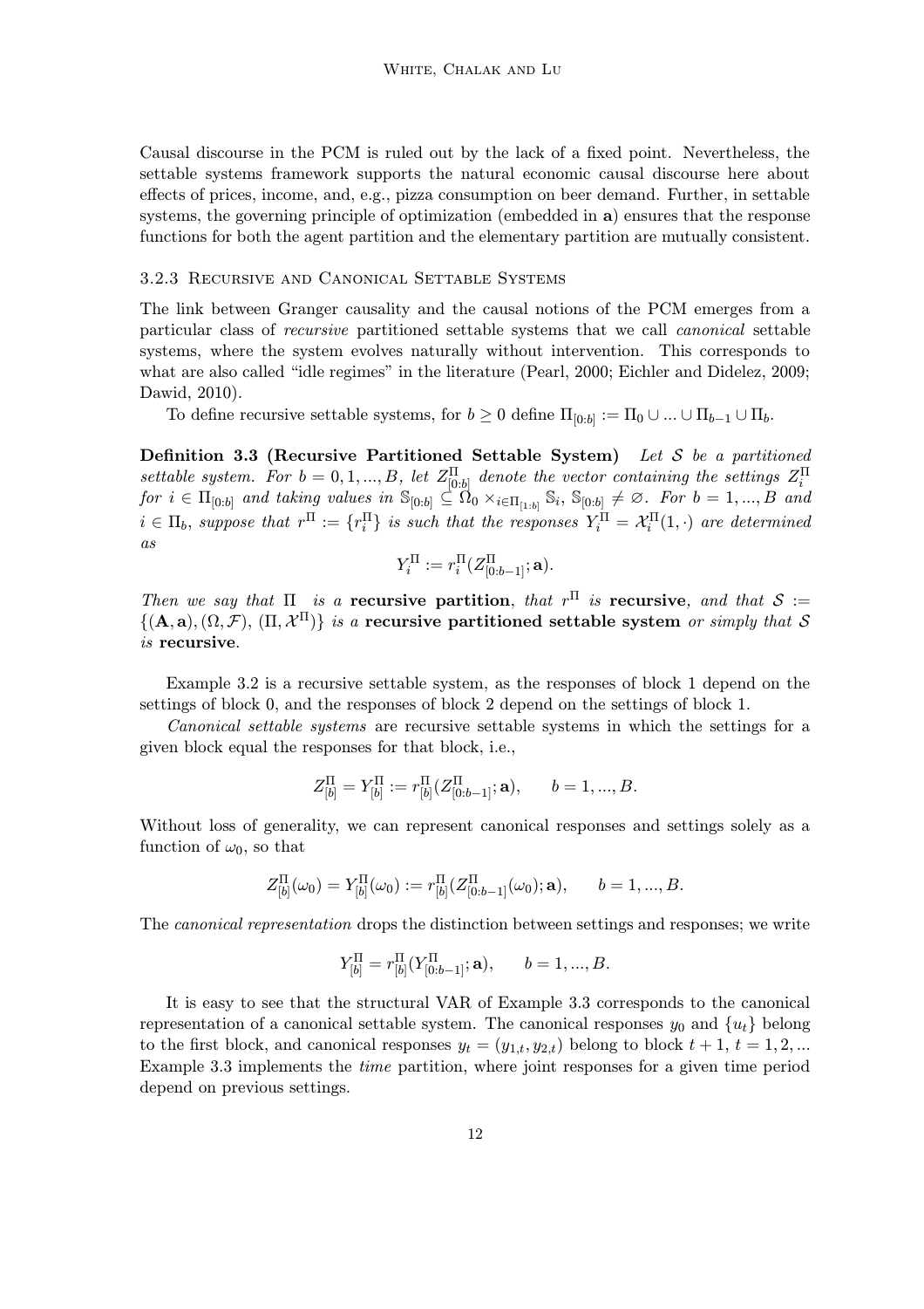Causal discourse in the PCM is ruled out by the lack of a fixed point. Nevertheless, the settable systems framework supports the natural economic causal discourse here about effects of prices, income, and, e.g., pizza consumption on beer demand. Further, in settable systems, the governing principle of optimization (embedded in $\mathbf{a}$) ensures that the response functions for both the agent partition and the elementary partition are mutually consistent.

### 3.2.3 Recursive and Canonical Settable Systems

The link between Granger causality and the causal notions of the PCM emerges from a particular class of *recursive* partitioned settable systems that we call *canonical* settable systems, where the system evolves naturally without intervention. This corresponds to what are also called "idle regimes" in the literature (Pearl, 2000; Eichler and Didelez, 2009; Dawid, 2010).

To define recursive settable systems, for $b \geq 0$ define $\Pi_{[0:b]} := \Pi_0 \cup ... \cup \Pi_{b-1} \cup \Pi_b$.

**Definition 3.3 (Recursive Partitioned Settable System)** *Let $\mathcal{S}$ be a partitioned settable system. For $b = 0, 1, ..., B$, let $Z^{\Pi}_{[0:b]}$ denote the vector containing the settings $Z^{\Pi}_i$ for $i \in \Pi_{[0:b]}$ and taking values in $\mathbb{S}_{[0:b]} \subseteq \Omega_0 \times_{i \in \Pi_{[1:b]}} \mathbb{S}_i$, $\mathbb{S}_{[0:b]} \neq \varnothing$. For $b = 1, ..., B$ and $i \in \Pi_b$, suppose that $r^{\Pi} := \{r^{\Pi}_i\}$ is such that the responses $Y^{\Pi}_i = \mathcal{X}^{\Pi}_i(1, \cdot)$ are determined as*

$$Y^{\Pi}_i := r^{\Pi}_i(Z^{\Pi}_{[0:b-1]}; \mathbf{a}).$$

*Then we say that $\Pi$ is a* **recursive partition**, *that $r^{\Pi}$ is* **recursive**, *and that $\mathcal{S} := \{(\mathbf{A}, \mathbf{a}), (\Omega, \mathcal{F}), (\Pi, \mathcal{X}^{\Pi})\}$ is a* **recursive partitioned settable system** *or simply that $\mathcal{S}$ is* **recursive**.

Example 3.2 is a recursive settable system, as the responses of block 1 depend on the settings of block 0, and the responses of block 2 depend on the settings of block 1.

*Canonical settable systems* are recursive settable systems in which the settings for a given block equal the responses for that block, i.e.,

$$Z^{\Pi}_{[b]} = Y^{\Pi}_{[b]} := r^{\Pi}_{[b]}(Z^{\Pi}_{[0:b-1]}; \mathbf{a}), \qquad b = 1, ..., B.$$

Without loss of generality, we can represent canonical responses and settings solely as a function of $\omega_0$, so that

$$Z^{\Pi}_{[b]}(\omega_0) = Y^{\Pi}_{[b]}(\omega_0) := r^{\Pi}_{[b]}(Z^{\Pi}_{[0:b-1]}(\omega_0); \mathbf{a}), \qquad b = 1, ..., B.$$

The *canonical representation* drops the distinction between settings and responses; we write

$$Y^{\Pi}_{[b]} = r^{\Pi}_{[b]}(Y^{\Pi}_{[0:b-1]}; \mathbf{a}), \qquad b = 1, ..., B.$$

It is easy to see that the structural VAR of Example 3.3 corresponds to the canonical representation of a canonical settable system. The canonical responses $y_0$ and $\{u_t\}$ belong to the first block, and canonical responses $y_t = (y_{1,t}, y_{2,t})$ belong to block $t+1$, $t = 1, 2, ...$ Example 3.3 implements the *time* partition, where joint responses for a given time period depend on previous settings.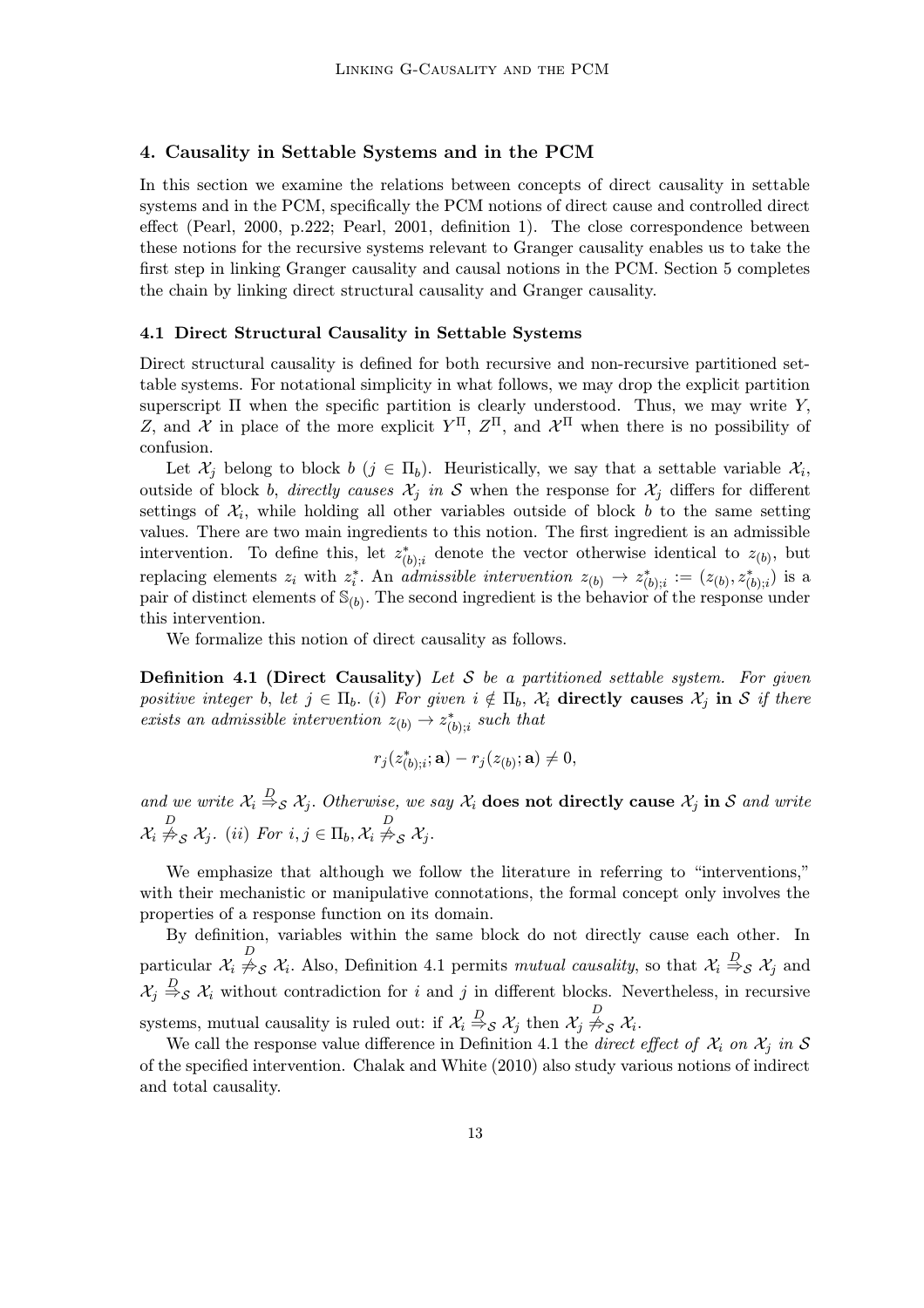## 4. Causality in Settable Systems and in the PCM

In this section we examine the relations between concepts of direct causality in settable systems and in the PCM, specifically the PCM notions of direct cause and controlled direct effect (Pearl, 2000, p.222; Pearl, 2001, definition 1). The close correspondence between these notions for the recursive systems relevant to Granger causality enables us to take the first step in linking Granger causality and causal notions in the PCM. Section 5 completes the chain by linking direct structural causality and Granger causality.

### 4.1 Direct Structural Causality in Settable Systems

Direct structural causality is defined for both recursive and non-recursive partitioned settable systems. For notational simplicity in what follows, we may drop the explicit partition superscript $\Pi$ when the specific partition is clearly understood. Thus, we may write $Y$, $Z$, and $\mathcal{X}$ in place of the more explicit $Y^{\Pi}$, $Z^{\Pi}$, and $\mathcal{X}^{\Pi}$ when there is no possibility of confusion.

Let $\mathcal{X}_j$ belong to block $b$ ($j \in \Pi_b$). Heuristically, we say that a settable variable $\mathcal{X}_i$, outside of block $b$, *directly causes* $\mathcal{X}_j$ *in* $\mathcal{S}$ when the response for $\mathcal{X}_j$ differs for different settings of $\mathcal{X}_i$, while holding all other variables outside of block $b$ to the same setting values. There are two main ingredients to this notion. The first ingredient is an admissible intervention. To define this, let $z^*_{(b);i}$ denote the vector otherwise identical to $z_{(b)}$, but replacing elements $z_i$ with $z^*_i$. An *admissible intervention* $z_{(b)} \to z^*_{(b);i} := (z_{(b)}, z^*_{(b);i})$ is a pair of distinct elements of $\mathbb{S}_{(b)}$. The second ingredient is the behavior of the response under this intervention.

We formalize this notion of direct causality as follows.

**Definition 4.1 (Direct Causality)** *Let $\mathcal{S}$ be a partitioned settable system. For given positive integer $b$, let $j \in \Pi_b$. (i) For given $i \notin \Pi_b$, $\mathcal{X}_i$* **directly causes** $\mathcal{X}_j$ **in** $\mathcal{S}$ *if there exists an admissible intervention $z_{(b)} \to z^*_{(b);i}$ such that*

$$r_j(z^*_{(b);i}; \mathbf{a}) - r_j(z_{(b)}; \mathbf{a}) \neq 0,$$

*and we write $\mathcal{X}_i \overset{D}{\Rightarrow}_{\mathcal{S}} \mathcal{X}_j$. Otherwise, we say $\mathcal{X}_i$* **does not directly cause** $\mathcal{X}_j$ **in** $\mathcal{S}$ *and write $\mathcal{X}_i \overset{D}{\not\Rightarrow}_{\mathcal{S}} \mathcal{X}_j$. (ii) For $i, j \in \Pi_b, \mathcal{X}_i \overset{D}{\not\Rightarrow}_{\mathcal{S}} \mathcal{X}_j$.*

We emphasize that although we follow the literature in referring to "interventions," with their mechanistic or manipulative connotations, the formal concept only involves the properties of a response function on its domain.

By definition, variables within the same block do not directly cause each other. In particular $\mathcal{X}_i \overset{D}{\not\Rightarrow}_{\mathcal{S}} \mathcal{X}_i$. Also, Definition 4.1 permits *mutual causality*, so that $\mathcal{X}_i \overset{D}{\Rightarrow}_{\mathcal{S}} \mathcal{X}_j$ and $\mathcal{X}_j \overset{D}{\Rightarrow}_{\mathcal{S}} \mathcal{X}_i$ without contradiction for $i$ and $j$ in different blocks. Nevertheless, in recursive systems, mutual causality is ruled out: if $\mathcal{X}_i \overset{D}{\Rightarrow}_{\mathcal{S}} \mathcal{X}_j$ then $\mathcal{X}_j \overset{D}{\not\Rightarrow}_{\mathcal{S}} \mathcal{X}_i$.

We call the response value difference in Definition 4.1 the *direct effect of $\mathcal{X}_i$ on $\mathcal{X}_j$ in $\mathcal{S}$* of the specified intervention. Chalak and White (2010) also study various notions of indirect and total causality.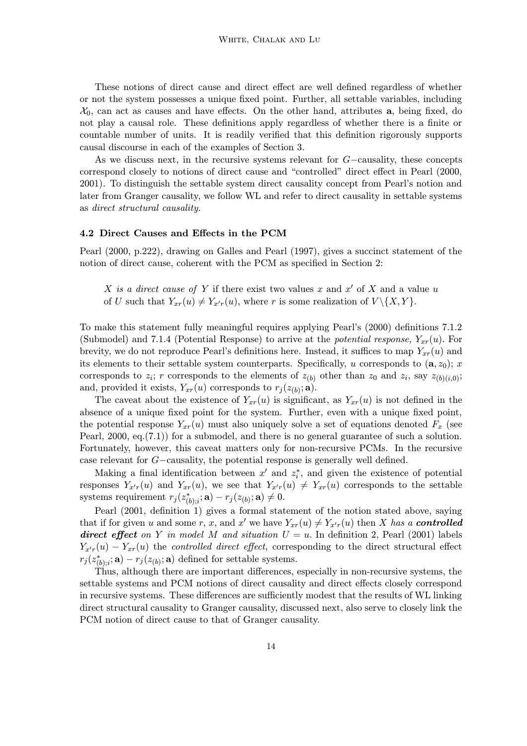These notions of direct cause and direct effect are well defined regardless of whether or not the system possesses a unique fixed point. Further, all settable variables, including $\mathcal{X}_0$, can act as causes and have effects. On the other hand, attributes $\mathbf{a}$, being fixed, do not play a causal role. These definitions apply regardless of whether there is a finite or countable number of units. It is readily verified that this definition rigorously supports causal discourse in each of the examples of Section 3.

As we discuss next, in the recursive systems relevant for $G-$causality, these concepts correspond closely to notions of direct cause and "controlled" direct effect in Pearl (2000, 2001). To distinguish the settable system direct causality concept from Pearl's notion and later from Granger causality, we follow WL and refer to direct causality in settable systems as *direct structural causality.*

### 4.2 Direct Causes and Effects in the PCM

Pearl (2000, p.222), drawing on Galles and Pearl (1997), gives a succinct statement of the notion of direct cause, coherent with the PCM as specified in Section 2:

> $X$ *is a direct cause of* $Y$ if there exist two values $x$ and $x'$ of $X$ and a value $u$ of $U$ such that $Y_{xr}(u) \neq Y_{x'r}(u)$, where $r$ is some realization of $V \backslash \{X, Y\}$.

To make this statement fully meaningful requires applying Pearl's (2000) definitions 7.1.2 (Submodel) and 7.1.4 (Potential Response) to arrive at the *potential response,* $Y_{xr}(u)$. For brevity, we do not reproduce Pearl's definitions here. Instead, it suffices to map $Y_{xr}(u)$ and its elements to their settable system counterparts. Specifically, $u$ corresponds to $(\mathbf{a}, z_0)$; $x$ corresponds to $z_i$; $r$ corresponds to the elements of $z_{(b)}$ other than $z_0$ and $z_i$, say $z_{(b)(i,0)}$; and, provided it exists, $Y_{xr}(u)$ corresponds to $r_j(z_{(b)}; \mathbf{a})$.

The caveat about the existence of $Y_{xr}(u)$ is significant, as $Y_{xr}(u)$ is not defined in the absence of a unique fixed point for the system. Further, even with a unique fixed point, the potential response $Y_{xr}(u)$ must also uniquely solve a set of equations denoted $F_x$ (see Pearl, 2000, eq.(7.1)) for a submodel, and there is no general guarantee of such a solution. Fortunately, however, this caveat matters only for non-recursive PCMs. In the recursive case relevant for $G-$causality, the potential response is generally well defined.

Making a final identification between $x'$ and $z_i^*$, and given the existence of potential responses $Y_{x'r}(u)$ and $Y_{xr}(u)$, we see that $Y_{x'r}(u) \neq Y_{xr}(u)$ corresponds to the settable systems requirement $r_j(z_{(b);i}^*; \mathbf{a}) - r_j(z_{(b)}; \mathbf{a}) \neq 0$.

Pearl (2001, definition 1) gives a formal statement of the notion stated above, saying that if for given $u$ and some $r$, $x$, and $x'$ we have $Y_{xr}(u) \neq Y_{x'r}(u)$ then $X$ *has a* ***controlled direct effect*** *on* $Y$ *in model* $M$ *and situation* $U = u$. In definition 2, Pearl (2001) labels $Y_{x'r}(u) - Y_{xr}(u)$ the *controlled direct effect*, corresponding to the direct structural effect $r_j(z_{(b);i}^*; \mathbf{a}) - r_j(z_{(b)}; \mathbf{a})$ defined for settable systems.

Thus, although there are important differences, especially in non-recursive systems, the settable systems and PCM notions of direct causality and direct effects closely correspond in recursive systems. These differences are sufficiently modest that the results of WL linking direct structural causality to Granger causality, discussed next, also serve to closely link the PCM notion of direct cause to that of Granger causality.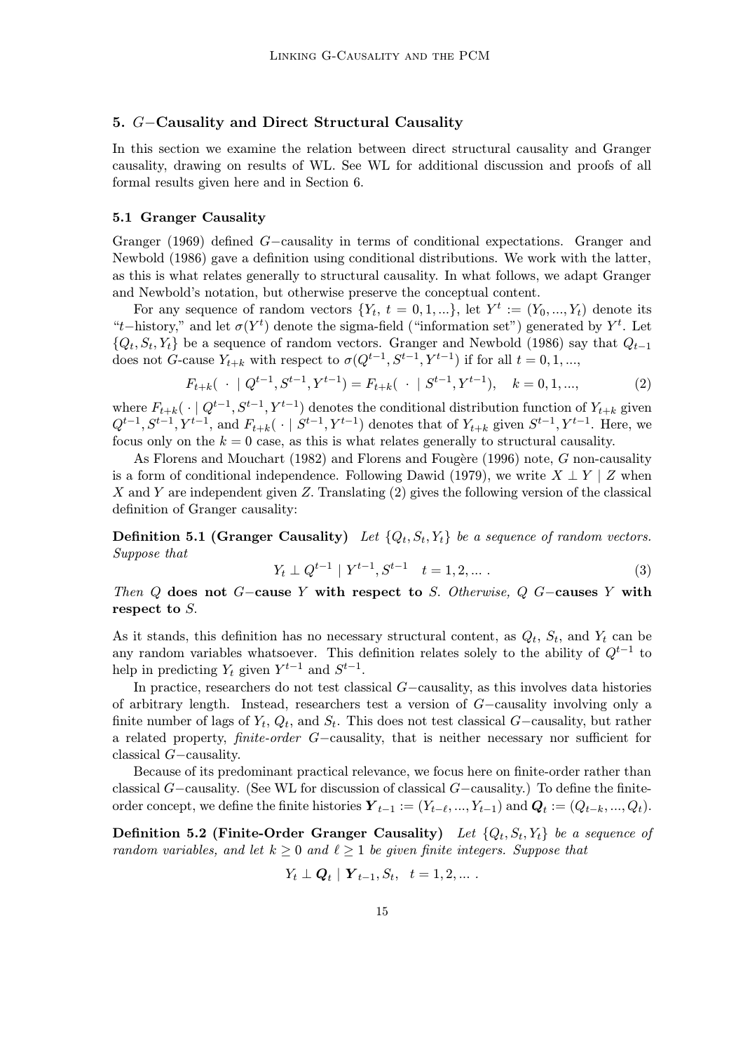## 5. $G-$Causality and Direct Structural Causality

In this section we examine the relation between direct structural causality and Granger causality, drawing on results of WL. See WL for additional discussion and proofs of all formal results given here and in Section 6.

### 5.1 Granger Causality

Granger (1969) defined $G-$causality in terms of conditional expectations. Granger and Newbold (1986) gave a definition using conditional distributions. We work with the latter, as this is what relates generally to structural causality. In what follows, we adapt Granger and Newbold's notation, but otherwise preserve the conceptual content.

For any sequence of random vectors $\{Y_t,\ t = 0, 1, ...\}$, let $Y^t := (Y_0, ..., Y_t)$ denote its "$t-$history," and let $\sigma(Y^t)$ denote the sigma-field ("information set") generated by $Y^t$. Let $\{Q_t, S_t, Y_t\}$ be a sequence of random vectors. Granger and Newbold (1986) say that $Q_{t-1}$ does not $G$-cause $Y_{t+k}$ with respect to $\sigma(Q^{t-1}, S^{t-1}, Y^{t-1})$ if for all $t = 0, 1, ...,$

$$F_{t+k}(\ \cdot\ \mid Q^{t-1}, S^{t-1}, Y^{t-1}) = F_{t+k}(\ \cdot\ \mid S^{t-1}, Y^{t-1}), \quad k = 0, 1, ..., \tag{2}$$

where $F_{t+k}(\cdot \mid Q^{t-1}, S^{t-1}, Y^{t-1})$ denotes the conditional distribution function of $Y_{t+k}$ given $Q^{t-1}, S^{t-1}, Y^{t-1}$, and $F_{t+k}(\cdot \mid S^{t-1}, Y^{t-1})$ denotes that of $Y_{t+k}$ given $S^{t-1}, Y^{t-1}$. Here, we focus only on the $k = 0$ case, as this is what relates generally to structural causality.

As Florens and Mouchart (1982) and Florens and Fougère (1996) note, $G$ non-causality is a form of conditional independence. Following Dawid (1979), we write $X \perp Y \mid Z$ when $X$ and $Y$ are independent given $Z$. Translating (2) gives the following version of the classical definition of Granger causality:

**Definition 5.1 (Granger Causality)** *Let $\{Q_t, S_t, Y_t\}$ be a sequence of random vectors. Suppose that*

$$Y_t \perp Q^{t-1} \mid Y^{t-1}, S^{t-1} \quad t = 1, 2, ... \,. \tag{3}$$

*Then $Q$* **does not $G-$cause $Y$ with respect to** *$S$. Otherwise, $Q$* **$G-$causes $Y$ with respect to** *$S$.*

As it stands, this definition has no necessary structural content, as $Q_t$, $S_t$, and $Y_t$ can be any random variables whatsoever. This definition relates solely to the ability of $Q^{t-1}$ to help in predicting $Y_t$ given $Y^{t-1}$ and $S^{t-1}$.

In practice, researchers do not test classical $G-$causality, as this involves data histories of arbitrary length. Instead, researchers test a version of $G-$causality involving only a finite number of lags of $Y_t$, $Q_t$, and $S_t$. This does not test classical $G-$causality, but rather a related property, *finite-order* $G-$causality, that is neither necessary nor sufficient for classical $G-$causality.

Because of its predominant practical relevance, we focus here on finite-order rather than classical $G-$causality. (See WL for discussion of classical $G-$causality.) To define the finite-order concept, we define the finite histories $\boldsymbol{Y}_{t-1} := (Y_{t-\ell}, ..., Y_{t-1})$ and $\boldsymbol{Q}_t := (Q_{t-k}, ..., Q_t)$.

**Definition 5.2 (Finite-Order Granger Causality)** *Let $\{Q_t, S_t, Y_t\}$ be a sequence of random variables, and let $k \geq 0$ and $\ell \geq 1$ be given finite integers. Suppose that*

$$Y_t \perp \boldsymbol{Q}_t \mid \boldsymbol{Y}_{t-1}, S_t, \quad t = 1, 2, ... \,.$$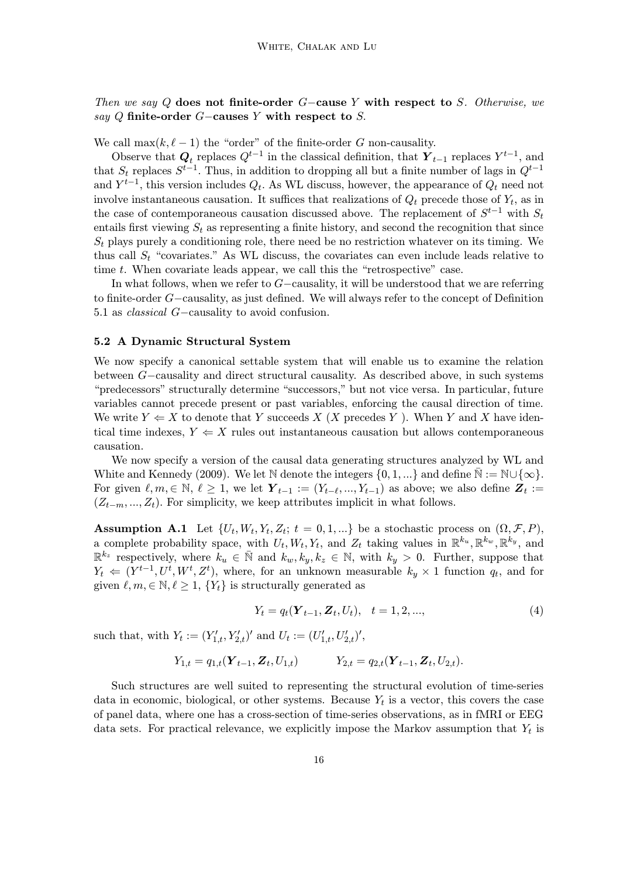*Then we say $Q$* **does not finite-order $G-$cause $Y$ with respect to $S$***. Otherwise, we say $Q$* **finite-order $G-$causes $Y$ with respect to $S$***.*

We call $\max(k, \ell - 1)$ the "order" of the finite-order $G$ non-causality.

Observe that $\boldsymbol{Q}_t$ replaces $Q^{t-1}$ in the classical definition, that $\boldsymbol{Y}_{t-1}$ replaces $Y^{t-1}$, and that $S_t$ replaces $S^{t-1}$. Thus, in addition to dropping all but a finite number of lags in $Q^{t-1}$ and $Y^{t-1}$, this version includes $Q_t$. As WL discuss, however, the appearance of $Q_t$ need not involve instantaneous causation. It suffices that realizations of $Q_t$ precede those of $Y_t$, as in the case of contemporaneous causation discussed above. The replacement of $S^{t-1}$ with $S_t$ entails first viewing $S_t$ as representing a finite history, and second the recognition that since $S_t$ plays purely a conditioning role, there need be no restriction whatever on its timing. We thus call $S_t$ "covariates." As WL discuss, the covariates can even include leads relative to time $t$. When covariate leads appear, we call this the "retrospective" case.

In what follows, when we refer to $G-$causality, it will be understood that we are referring to finite-order $G-$causality, as just defined. We will always refer to the concept of Definition 5.1 as *classical* $G-$causality to avoid confusion.

### 5.2 A Dynamic Structural System

We now specify a canonical settable system that will enable us to examine the relation between $G-$causality and direct structural causality. As described above, in such systems "predecessors" structurally determine "successors," but not vice versa. In particular, future variables cannot precede present or past variables, enforcing the causal direction of time. We write $Y \Leftarrow X$ to denote that $Y$ succeeds $X$ ($X$ precedes $Y$ ). When $Y$ and $X$ have identical time indexes, $Y \Leftarrow X$ rules out instantaneous causation but allows contemporaneous causation.

We now specify a version of the causal data generating structures analyzed by WL and White and Kennedy (2009). We let $\mathbb{N}$ denote the integers $\{0, 1, ...\}$ and define $\bar{\mathbb{N}} := \mathbb{N} \cup \{\infty\}$. For given $\ell, m, \in \mathbb{N}$, $\ell \geq 1$, we let $\boldsymbol{Y}_{t-1} := (Y_{t-\ell}, ..., Y_{t-1})$ as above; we also define $\boldsymbol{Z}_t := (Z_{t-m}, ..., Z_t)$. For simplicity, we keep attributes implicit in what follows.

**Assumption A.1** Let $\{U_t, W_t, Y_t, Z_t;\ t = 0, 1, ...\}$ be a stochastic process on $(\Omega, \mathcal{F}, P)$, a complete probability space, with $U_t, W_t, Y_t$, and $Z_t$ taking values in $\mathbb{R}^{k_u}, \mathbb{R}^{k_w}, \mathbb{R}^{k_y}$, and $\mathbb{R}^{k_z}$ respectively, where $k_u \in \bar{\mathbb{N}}$ and $k_w, k_y, k_z \in \mathbb{N}$, with $k_y > 0$. Further, suppose that $Y_t \Leftarrow (Y^{t-1}, U^t, W^t, Z^t)$, where, for an unknown measurable $k_y \times 1$ function $q_t$, and for given $\ell, m, \in \mathbb{N}, \ell \geq 1$, $\{Y_t\}$ is structurally generated as

$$Y_t = q_t(\boldsymbol{Y}_{t-1}, \boldsymbol{Z}_t, U_t), \quad t = 1, 2, ..., \tag{4}$$

such that, with $Y_t := (Y_{1,t}', Y_{2,t}')'$ and $U_t := (U_{1,t}', U_{2,t}')'$,

$$Y_{1,t} = q_{1,t}(\boldsymbol{Y}_{t-1}, \boldsymbol{Z}_t, U_{1,t}) \qquad\qquad Y_{2,t} = q_{2,t}(\boldsymbol{Y}_{t-1}, \boldsymbol{Z}_t, U_{2,t}).$$

Such structures are well suited to representing the structural evolution of time-series data in economic, biological, or other systems. Because $Y_t$ is a vector, this covers the case of panel data, where one has a cross-section of time-series observations, as in fMRI or EEG data sets. For practical relevance, we explicitly impose the Markov assumption that $Y_t$ is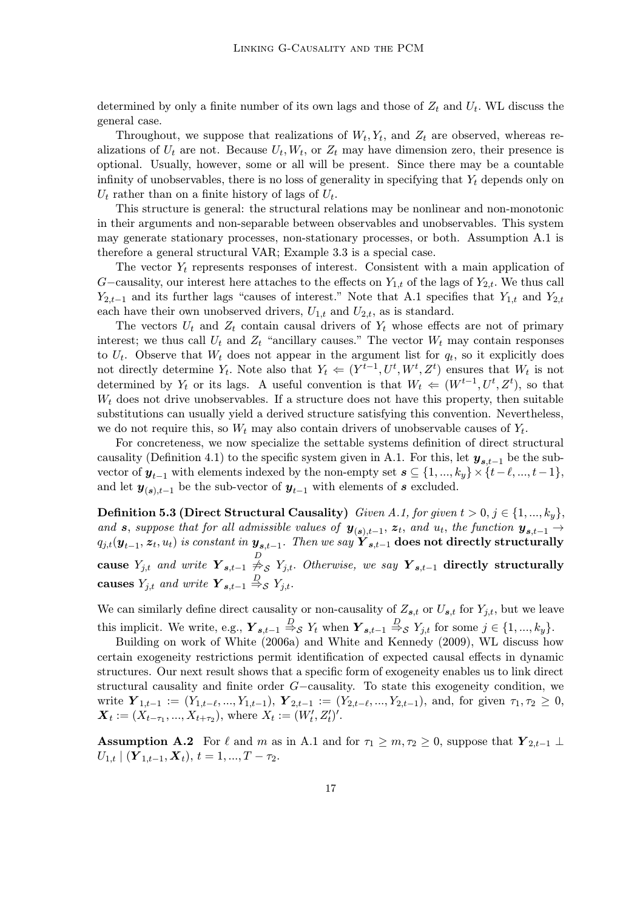determined by only a finite number of its own lags and those of $Z_t$ and $U_t$. WL discuss the general case.

Throughout, we suppose that realizations of $W_t, Y_t$, and $Z_t$ are observed, whereas realizations of $U_t$ are not. Because $U_t, W_t$, or $Z_t$ may have dimension zero, their presence is optional. Usually, however, some or all will be present. Since there may be a countable infinity of unobservables, there is no loss of generality in specifying that $Y_t$ depends only on $U_t$ rather than on a finite history of lags of $U_t$.

This structure is general: the structural relations may be nonlinear and non-monotonic in their arguments and non-separable between observables and unobservables. This system may generate stationary processes, non-stationary processes, or both. Assumption A.1 is therefore a general structural VAR; Example 3.3 is a special case.

The vector $Y_t$ represents responses of interest. Consistent with a main application of $G-$causality, our interest here attaches to the effects on $Y_{1,t}$ of the lags of $Y_{2,t}$. We thus call $Y_{2,t-1}$ and its further lags "causes of interest." Note that A.1 specifies that $Y_{1,t}$ and $Y_{2,t}$ each have their own unobserved drivers, $U_{1,t}$ and $U_{2,t}$, as is standard.

The vectors $U_t$ and $Z_t$ contain causal drivers of $Y_t$ whose effects are not of primary interest; we thus call $U_t$ and $Z_t$ "ancillary causes." The vector $W_t$ may contain responses to $U_t$. Observe that $W_t$ does not appear in the argument list for $q_t$, so it explicitly does not directly determine $Y_t$. Note also that $Y_t \Leftarrow (Y^{t-1}, U^t, W^t, Z^t)$ ensures that $W_t$ is not determined by $Y_t$ or its lags. A useful convention is that $W_t \Leftarrow (W^{t-1}, U^t, Z^t)$, so that $W_t$ does not drive unobservables. If a structure does not have this property, then suitable substitutions can usually yield a derived structure satisfying this convention. Nevertheless, we do not require this, so $W_t$ may also contain drivers of unobservable causes of $Y_t$.

For concreteness, we now specialize the settable systems definition of direct structural causality (Definition 4.1) to the specific system given in A.1. For this, let $\boldsymbol{y}_{\boldsymbol{s},t-1}$ be the sub-vector of $\boldsymbol{y}_{t-1}$ with elements indexed by the non-empty set $\boldsymbol{s} \subseteq \{1, ..., k_y\} \times \{t-\ell, ..., t-1\}$, and let $\boldsymbol{y}_{(\boldsymbol{s}),t-1}$ be the sub-vector of $\boldsymbol{y}_{t-1}$ with elements of $\boldsymbol{s}$ excluded.

**Definition 5.3 (Direct Structural Causality)** *Given A.1, for given $t > 0$, $j \in \{1, ..., k_y\}$, and $\boldsymbol{s}$, suppose that for all admissible values of $\boldsymbol{y}_{(\boldsymbol{s}),t-1}$, $\boldsymbol{z}_t$, and $u_t$, the function $\boldsymbol{y}_{\boldsymbol{s},t-1} \to q_{j,t}(\boldsymbol{y}_{t-1}, \boldsymbol{z}_t, u_t)$ is constant in $\boldsymbol{y}_{\boldsymbol{s},t-1}$. Then we say* $\boldsymbol{Y}_{\boldsymbol{s},t-1}$ **does not directly structurally cause** $Y_{j,t}$ *and write $\boldsymbol{Y}_{\boldsymbol{s},t-1} \overset{D}{\not\Rightarrow}_{\mathcal{S}} Y_{j,t}$. Otherwise, we say* $\boldsymbol{Y}_{\boldsymbol{s},t-1}$ **directly structurally causes** $Y_{j,t}$ *and write $\boldsymbol{Y}_{\boldsymbol{s},t-1} \overset{D}{\Rightarrow}_{\mathcal{S}} Y_{j,t}$.*

We can similarly define direct causality or non-causality of $Z_{\boldsymbol{s},t}$ or $U_{\boldsymbol{s},t}$ for $Y_{j,t}$, but we leave this implicit. We write, e.g., $\boldsymbol{Y}_{\boldsymbol{s},t-1} \overset{D}{\Rightarrow}_{\mathcal{S}} Y_t$ when $\boldsymbol{Y}_{\boldsymbol{s},t-1} \overset{D}{\Rightarrow}_{\mathcal{S}} Y_{j,t}$ for some $j \in \{1, ..., k_y\}$.

Building on work of White (2006a) and White and Kennedy (2009), WL discuss how certain exogeneity restrictions permit identification of expected causal effects in dynamic structures. Our next result shows that a specific form of exogeneity enables us to link direct structural causality and finite order $G-$causality. To state this exogeneity condition, we write $\boldsymbol{Y}_{1,t-1} := (Y_{1,t-\ell}, ..., Y_{1,t-1})$, $\boldsymbol{Y}_{2,t-1} := (Y_{2,t-\ell}, ..., Y_{2,t-1})$, and, for given $\tau_1, \tau_2 \geq 0$, $\boldsymbol{X}_t := (X_{t-\tau_1}, ..., X_{t+\tau_2})$, where $X_t := (W_t', Z_t')'$.

**Assumption A.2** For $\ell$ and $m$ as in A.1 and for $\tau_1 \geq m, \tau_2 \geq 0$, suppose that $\boldsymbol{Y}_{2,t-1} \perp U_{1,t} \mid (\boldsymbol{Y}_{1,t-1}, \boldsymbol{X}_t)$, $t = 1, ..., T - \tau_2$.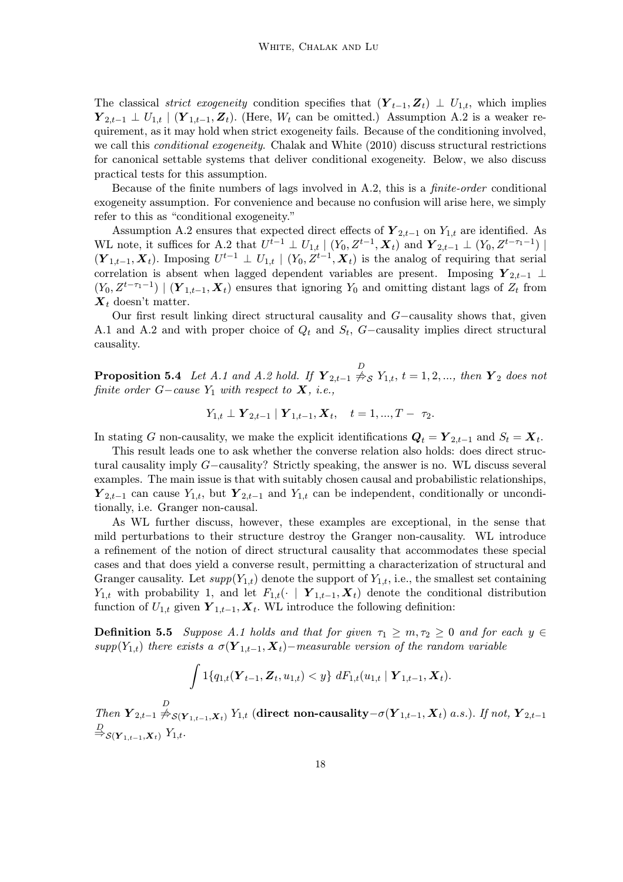The classical *strict exogeneity* condition specifies that $(\boldsymbol{Y}_{t-1}, \boldsymbol{Z}_t) \perp U_{1,t}$, which implies $\boldsymbol{Y}_{2,t-1} \perp U_{1,t} \mid (\boldsymbol{Y}_{1,t-1}, \boldsymbol{Z}_t)$. (Here, $W_t$ can be omitted.) Assumption A.2 is a weaker requirement, as it may hold when strict exogeneity fails. Because of the conditioning involved, we call this *conditional exogeneity*. Chalak and White (2010) discuss structural restrictions for canonical settable systems that deliver conditional exogeneity. Below, we also discuss practical tests for this assumption.

Because of the finite numbers of lags involved in A.2, this is a *finite-order* conditional exogeneity assumption. For convenience and because no confusion will arise here, we simply refer to this as "conditional exogeneity."

Assumption A.2 ensures that expected direct effects of $\boldsymbol{Y}_{2,t-1}$ on $Y_{1,t}$ are identified. As WL note, it suffices for A.2 that $U^{t-1} \perp U_{1,t} \mid (Y_0, Z^{t-1}, \boldsymbol{X}_t)$ and $\boldsymbol{Y}_{2,t-1} \perp (Y_0, Z^{t-\tau_1-1}) \mid (\boldsymbol{Y}_{1,t-1}, \boldsymbol{X}_t)$. Imposing $U^{t-1} \perp U_{1,t} \mid (Y_0, Z^{t-1}, \boldsymbol{X}_t)$ is the analog of requiring that serial correlation is absent when lagged dependent variables are present. Imposing $\boldsymbol{Y}_{2,t-1} \perp (Y_0, Z^{t-\tau_1-1}) \mid (\boldsymbol{Y}_{1,t-1}, \boldsymbol{X}_t)$ ensures that ignoring $Y_0$ and omitting distant lags of $Z_t$ from $\boldsymbol{X}_t$ doesn't matter.

Our first result linking direct structural causality and $G-$causality shows that, given A.1 and A.2 and with proper choice of $Q_t$ and $S_t$, $G-$causality implies direct structural causality.

**Proposition 5.4** *Let A.1 and A.2 hold. If $\boldsymbol{Y}_{2,t-1} \overset{D}{\not\Rightarrow}_{\mathcal{S}} Y_{1,t}$, $t = 1, 2, ...,$ then $\boldsymbol{Y}_2$ does not finite order $G-$cause $Y_1$ with respect to $\boldsymbol{X}$, i.e.,*

$$Y_{1,t} \perp \boldsymbol{Y}_{2,t-1} \mid \boldsymbol{Y}_{1,t-1}, \boldsymbol{X}_t, \quad t = 1, ..., T - \ \tau_2.$$

In stating $G$ non-causality, we make the explicit identifications $\boldsymbol{Q}_t = \boldsymbol{Y}_{2,t-1}$ and $S_t = \boldsymbol{X}_t$.

This result leads one to ask whether the converse relation also holds: does direct structural causality imply $G-$causality? Strictly speaking, the answer is no. WL discuss several examples. The main issue is that with suitably chosen causal and probabilistic relationships, $\boldsymbol{Y}_{2,t-1}$ can cause $Y_{1,t}$, but $\boldsymbol{Y}_{2,t-1}$ and $Y_{1,t}$ can be independent, conditionally or unconditionally, i.e. Granger non-causal.

As WL further discuss, however, these examples are exceptional, in the sense that mild perturbations to their structure destroy the Granger non-causality. WL introduce a refinement of the notion of direct structural causality that accommodates these special cases and that does yield a converse result, permitting a characterization of structural and Granger causality. Let $supp(Y_{1,t})$ denote the support of $Y_{1,t}$, i.e., the smallest set containing $Y_{1,t}$ with probability 1, and let $F_{1,t}(\cdot \mid \boldsymbol{Y}_{1,t-1}, \boldsymbol{X}_t)$ denote the conditional distribution function of $U_{1,t}$ given $\boldsymbol{Y}_{1,t-1}, \boldsymbol{X}_t$. WL introduce the following definition:

**Definition 5.5** *Suppose A.1 holds and that for given $\tau_1 \geq m, \tau_2 \geq 0$ and for each $y \in supp(Y_{1,t})$ there exists a $\sigma(\boldsymbol{Y}_{1,t-1}, \boldsymbol{X}_t)-$measurable version of the random variable*

$$\int 1\{q_{1,t}(\boldsymbol{Y}_{t-1}, \boldsymbol{Z}_t, u_{1,t}) < y\} \; dF_{1,t}(u_{1,t} \mid \boldsymbol{Y}_{1,t-1}, \boldsymbol{X}_t).$$

*Then $\boldsymbol{Y}_{2,t-1} \overset{D}{\not\Rightarrow}_{\mathcal{S}(\boldsymbol{Y}_{1,t-1}, \boldsymbol{X}_t)} Y_{1,t}$* (**direct non-causality**$-\sigma(\boldsymbol{Y}_{1,t-1}, \boldsymbol{X}_t)$ *a.s.*). *If not, $\boldsymbol{Y}_{2,t-1} \overset{D}{\Rightarrow}_{\mathcal{S}(\boldsymbol{Y}_{1,t-1}, \boldsymbol{X}_t)} Y_{1,t}$.*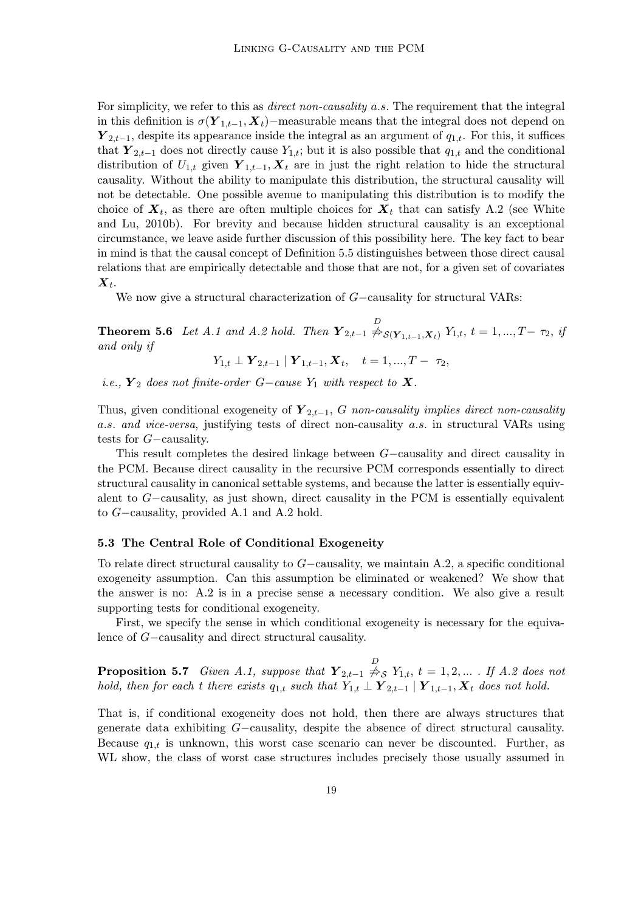For simplicity, we refer to this as *direct non-causality a.s.* The requirement that the integral in this definition is $\sigma(\boldsymbol{Y}_{1,t-1}, \boldsymbol{X}_t)$−measurable means that the integral does not depend on $\boldsymbol{Y}_{2,t-1}$, despite its appearance inside the integral as an argument of $q_{1,t}$. For this, it suffices that $\boldsymbol{Y}_{2,t-1}$ does not directly cause $Y_{1,t}$; but it is also possible that $q_{1,t}$ and the conditional distribution of $U_{1,t}$ given $\boldsymbol{Y}_{1,t-1}, \boldsymbol{X}_t$ are in just the right relation to hide the structural causality. Without the ability to manipulate this distribution, the structural causality will not be detectable. One possible avenue to manipulating this distribution is to modify the choice of $\boldsymbol{X}_t$, as there are often multiple choices for $\boldsymbol{X}_t$ that can satisfy A.2 (see White and Lu, 2010b). For brevity and because hidden structural causality is an exceptional circumstance, we leave aside further discussion of this possibility here. The key fact to bear in mind is that the causal concept of Definition 5.5 distinguishes between those direct causal relations that are empirically detectable and those that are not, for a given set of covariates $\boldsymbol{X}_t$.

We now give a structural characterization of $G-$causality for structural VARs:

**Theorem 5.6** *Let A.1 and A.2 hold. Then* $\boldsymbol{Y}_{2,t-1} \overset{D}{\not\Rightarrow}_{\mathcal{S}(\boldsymbol{Y}_{1,t-1},\boldsymbol{X}_t)} Y_{1,t}$, $t = 1, ..., T- \tau_2$, *if and only if*

$$Y_{1,t} \perp \boldsymbol{Y}_{2,t-1} \mid \boldsymbol{Y}_{1,t-1}, \boldsymbol{X}_t, \quad t = 1, ..., T- \tau_2,$$

*i.e.,* $\boldsymbol{Y}_2$ *does not finite-order* $G-$*cause* $Y_1$ *with respect to* $\boldsymbol{X}$.

Thus, given conditional exogeneity of $\boldsymbol{Y}_{2,t-1}$, *$G$ non-causality implies direct non-causality a.s. and vice-versa*, justifying tests of direct non-causality *a.s.* in structural VARs using tests for $G-$causality.

This result completes the desired linkage between $G-$causality and direct causality in the PCM. Because direct causality in the recursive PCM corresponds essentially to direct structural causality in canonical settable systems, and because the latter is essentially equivalent to $G-$causality, as just shown, direct causality in the PCM is essentially equivalent to $G-$causality, provided A.1 and A.2 hold.

### 5.3 The Central Role of Conditional Exogeneity

To relate direct structural causality to $G-$causality, we maintain A.2, a specific conditional exogeneity assumption. Can this assumption be eliminated or weakened? We show that the answer is no: A.2 is in a precise sense a necessary condition. We also give a result supporting tests for conditional exogeneity.

First, we specify the sense in which conditional exogeneity is necessary for the equivalence of $G-$causality and direct structural causality.

**Proposition 5.7** *Given A.1, suppose that* $\boldsymbol{Y}_{2,t-1} \overset{D}{\not\Rightarrow}_{\mathcal{S}} Y_{1,t}$, $t = 1, 2, ...$ *. If A.2 does not hold, then for each $t$ there exists $q_{1,t}$ such that* $Y_{1,t} \perp \boldsymbol{Y}_{2,t-1} \mid \boldsymbol{Y}_{1,t-1}, \boldsymbol{X}_t$ *does not hold.*

That is, if conditional exogeneity does not hold, then there are always structures that generate data exhibiting $G-$causality, despite the absence of direct structural causality. Because $q_{1,t}$ is unknown, this worst case scenario can never be discounted. Further, as WL show, the class of worst case structures includes precisely those usually assumed in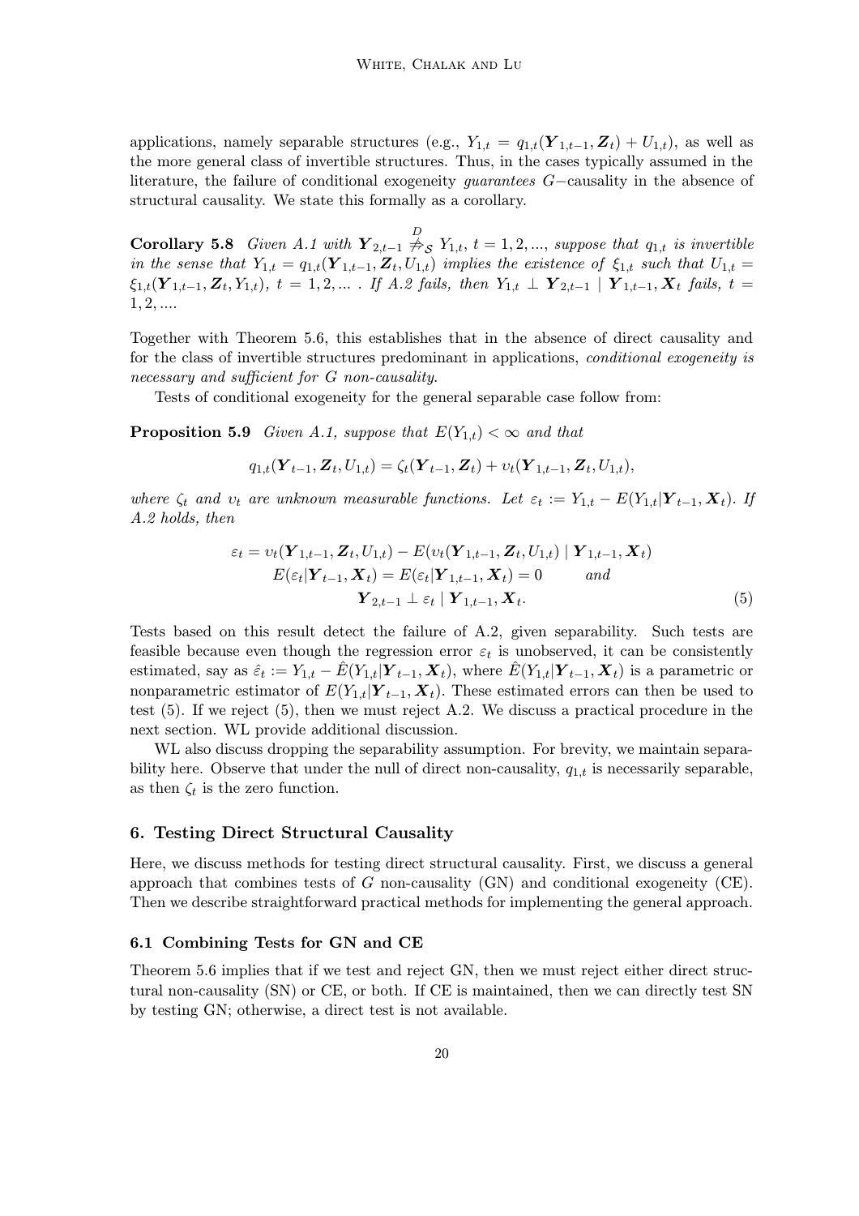applications, namely separable structures (e.g., $Y_{1,t} = q_{1,t}(\boldsymbol{Y}_{1,t-1}, \boldsymbol{Z}_t) + U_{1,t}$), as well as the more general class of invertible structures. Thus, in the cases typically assumed in the literature, the failure of conditional exogeneity *guarantees* $G-$causality in the absence of structural causality. We state this formally as a corollary.

**Corollary 5.8** *Given A.1 with $\boldsymbol{Y}_{2,t-1} \overset{D}{\not\Rightarrow}_{\mathcal{S}} Y_{1,t}$, $t = 1, 2, ...,$ suppose that $q_{1,t}$ is invertible in the sense that $Y_{1,t} = q_{1,t}(\boldsymbol{Y}_{1,t-1}, \boldsymbol{Z}_t, U_{1,t})$ implies the existence of $\xi_{1,t}$ such that $U_{1,t} = \xi_{1,t}(\boldsymbol{Y}_{1,t-1}, \boldsymbol{Z}_t, Y_{1,t})$, $t = 1, 2, ...$ . If A.2 fails, then $Y_{1,t} \perp \boldsymbol{Y}_{2,t-1} \mid \boldsymbol{Y}_{1,t-1}, \boldsymbol{X}_t$ fails, $t = 1, 2, ....$*

Together with Theorem 5.6, this establishes that in the absence of direct causality and for the class of invertible structures predominant in applications, *conditional exogeneity is necessary and sufficient for G non-causality.*

Tests of conditional exogeneity for the general separable case follow from:

**Proposition 5.9** *Given A.1, suppose that $E(Y_{1,t}) < \infty$ and that*

$$q_{1,t}(\boldsymbol{Y}_{t-1}, \boldsymbol{Z}_t, U_{1,t}) = \zeta_t(\boldsymbol{Y}_{t-1}, \boldsymbol{Z}_t) + \upsilon_t(\boldsymbol{Y}_{1,t-1}, \boldsymbol{Z}_t, U_{1,t}),$$

*where $\zeta_t$ and $\upsilon_t$ are unknown measurable functions. Let $\varepsilon_t := Y_{1,t} - E(Y_{1,t}|\boldsymbol{Y}_{t-1}, \boldsymbol{X}_t)$. If A.2 holds, then*

$$\begin{aligned} \varepsilon_t = \upsilon_t(\boldsymbol{Y}_{1,t-1}, \boldsymbol{Z}_t, U_{1,t}) - E(\upsilon_t(\boldsymbol{Y}_{1,t-1}, \boldsymbol{Z}_t, U_{1,t}) \mid \boldsymbol{Y}_{1,t-1}, \boldsymbol{X}_t) \\ E(\varepsilon_t|\boldsymbol{Y}_{t-1}, \boldsymbol{X}_t) = E(\varepsilon_t|\boldsymbol{Y}_{1,t-1}, \boldsymbol{X}_t) = 0 \qquad \textit{and} \\ \boldsymbol{Y}_{2,t-1} \perp \varepsilon_t \mid \boldsymbol{Y}_{1,t-1}, \boldsymbol{X}_t. \end{aligned} \tag{5}$$

Tests based on this result detect the failure of A.2, given separability. Such tests are feasible because even though the regression error $\varepsilon_t$ is unobserved, it can be consistently estimated, say as $\hat{\varepsilon}_t := Y_{1,t} - \hat{E}(Y_{1,t}|\boldsymbol{Y}_{t-1}, \boldsymbol{X}_t)$, where $\hat{E}(Y_{1,t}|\boldsymbol{Y}_{t-1}, \boldsymbol{X}_t)$ is a parametric or nonparametric estimator of $E(Y_{1,t}|\boldsymbol{Y}_{t-1}, \boldsymbol{X}_t)$. These estimated errors can then be used to test (5). If we reject (5), then we must reject A.2. We discuss a practical procedure in the next section. WL provide additional discussion.

WL also discuss dropping the separability assumption. For brevity, we maintain separability here. Observe that under the null of direct non-causality, $q_{1,t}$ is necessarily separable, as then $\zeta_t$ is the zero function.

## 6. Testing Direct Structural Causality

Here, we discuss methods for testing direct structural causality. First, we discuss a general approach that combines tests of $G$ non-causality (GN) and conditional exogeneity (CE). Then we describe straightforward practical methods for implementing the general approach.

### 6.1 Combining Tests for GN and CE

Theorem 5.6 implies that if we test and reject GN, then we must reject either direct structural non-causality (SN) or CE, or both. If CE is maintained, then we can directly test SN by testing GN; otherwise, a direct test is not available.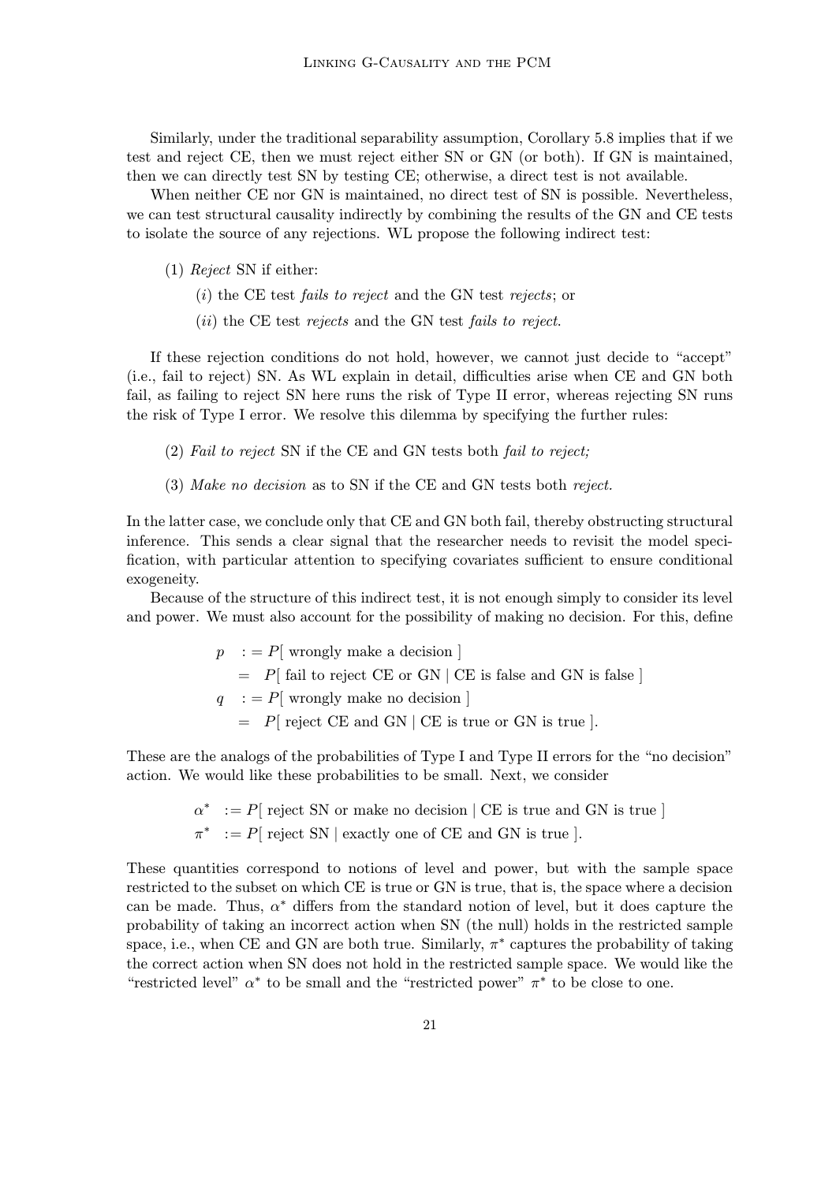Similarly, under the traditional separability assumption, Corollary 5.8 implies that if we test and reject CE, then we must reject either SN or GN (or both). If GN is maintained, then we can directly test SN by testing CE; otherwise, a direct test is not available.

When neither CE nor GN is maintained, no direct test of SN is possible. Nevertheless, we can test structural causality indirectly by combining the results of the GN and CE tests to isolate the source of any rejections. WL propose the following indirect test:

(1) *Reject* SN if either:

  ($i$) the CE test *fails to reject* and the GN test *rejects*; or

  ($ii$) the CE test *rejects* and the GN test *fails to reject*.

If these rejection conditions do not hold, however, we cannot just decide to "accept" (i.e., fail to reject) SN. As WL explain in detail, difficulties arise when CE and GN both fail, as failing to reject SN here runs the risk of Type II error, whereas rejecting SN runs the risk of Type I error. We resolve this dilemma by specifying the further rules:

(2) *Fail to reject* SN if the CE and GN tests both *fail to reject;*

(3) *Make no decision* as to SN if the CE and GN tests both *reject.*

In the latter case, we conclude only that CE and GN both fail, thereby obstructing structural inference. This sends a clear signal that the researcher needs to revisit the model specification, with particular attention to specifying covariates sufficient to ensure conditional exogeneity.

Because of the structure of this indirect test, it is not enough simply to consider its level and power. We must also account for the possibility of making no decision. For this, define

$$
\begin{aligned}
p \quad &:= P[\text{ wrongly make a decision }] \\
&= \; P[\text{ fail to reject CE or GN} \mid \text{CE is false and GN is false }] \\
q \quad &:= P[\text{ wrongly make no decision }] \\
&= \; P[\text{ reject CE and GN} \mid \text{CE is true or GN is true }].
\end{aligned}
$$

These are the analogs of the probabilities of Type I and Type II errors for the "no decision" action. We would like these probabilities to be small. Next, we consider

$$
\begin{aligned}
\alpha^* \;&:= P[\text{ reject SN or make no decision} \mid \text{CE is true and GN is true }] \\
\pi^* \;&:= P[\text{ reject SN} \mid \text{exactly one of CE and GN is true }].
\end{aligned}
$$

These quantities correspond to notions of level and power, but with the sample space restricted to the subset on which CE is true or GN is true, that is, the space where a decision can be made. Thus, $\alpha^*$ differs from the standard notion of level, but it does capture the probability of taking an incorrect action when SN (the null) holds in the restricted sample space, i.e., when CE and GN are both true. Similarly, $\pi^*$ captures the probability of taking the correct action when SN does not hold in the restricted sample space. We would like the "restricted level" $\alpha^*$ to be small and the "restricted power" $\pi^*$ to be close to one.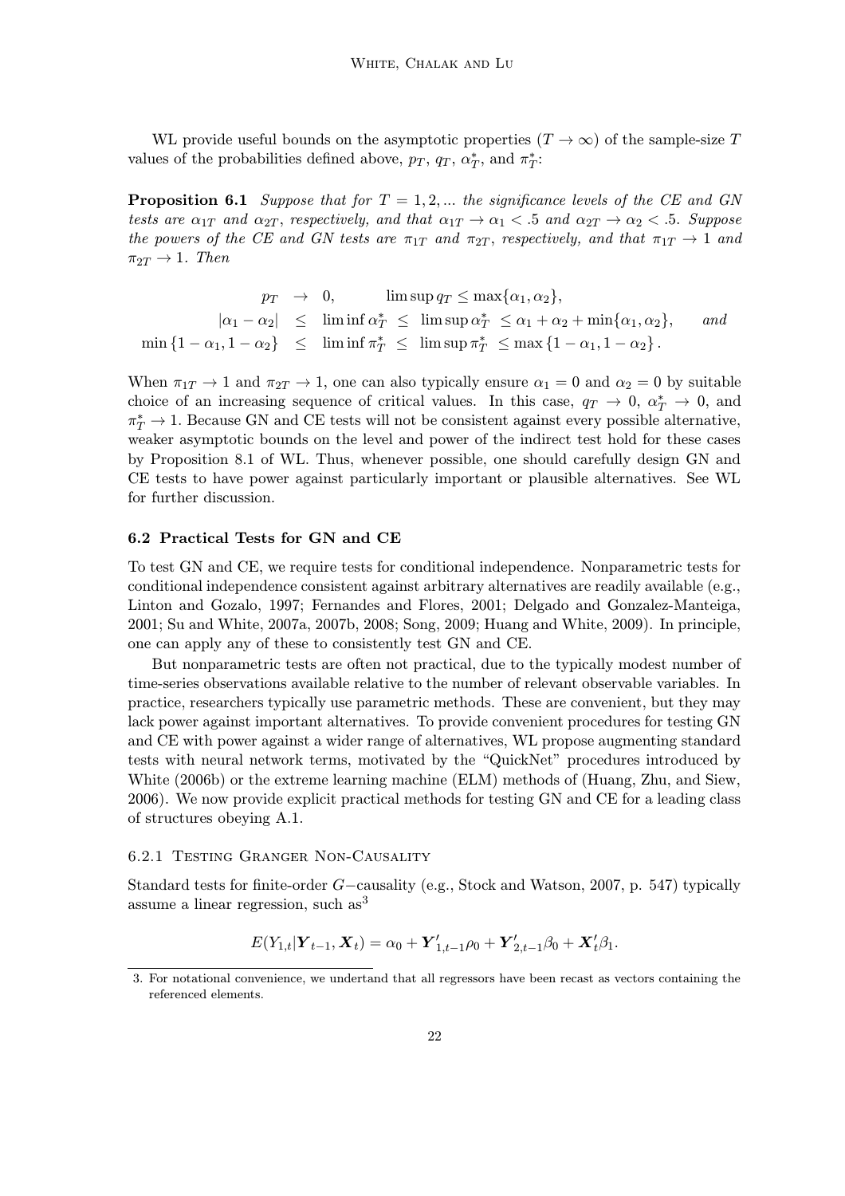WL provide useful bounds on the asymptotic properties ($T \to \infty$) of the sample-size $T$ values of the probabilities defined above, $p_T$, $q_T$, $\alpha_T^*$, and $\pi_T^*$:

**Proposition 6.1** *Suppose that for $T = 1, 2, ...$ the significance levels of the CE and GN tests are $\alpha_{1T}$ and $\alpha_{2T}$, respectively, and that $\alpha_{1T} \to \alpha_1 < .5$ and $\alpha_{2T} \to \alpha_2 < .5$. Suppose the powers of the CE and GN tests are $\pi_{1T}$ and $\pi_{2T}$, respectively, and that $\pi_{1T} \to 1$ and $\pi_{2T} \to 1$. Then*

$$\begin{aligned}
p_T &\to 0, \qquad \limsup q_T \leq \max\{\alpha_1, \alpha_2\}, \\
|\alpha_1 - \alpha_2| &\leq \liminf \alpha_T^* \leq \limsup \alpha_T^* \leq \alpha_1 + \alpha_2 + \min\{\alpha_1, \alpha_2\}, \quad \textit{and} \\
\min\{1-\alpha_1, 1-\alpha_2\} &\leq \liminf \pi_T^* \leq \limsup \pi_T^* \leq \max\{1-\alpha_1, 1-\alpha_2\}.
\end{aligned}$$

When $\pi_{1T} \to 1$ and $\pi_{2T} \to 1$, one can also typically ensure $\alpha_1 = 0$ and $\alpha_2 = 0$ by suitable choice of an increasing sequence of critical values. In this case, $q_T \to 0$, $\alpha_T^* \to 0$, and $\pi_T^* \to 1$. Because GN and CE tests will not be consistent against every possible alternative, weaker asymptotic bounds on the level and power of the indirect test hold for these cases by Proposition 8.1 of WL. Thus, whenever possible, one should carefully design GN and CE tests to have power against particularly important or plausible alternatives. See WL for further discussion.

### 6.2 Practical Tests for GN and CE

To test GN and CE, we require tests for conditional independence. Nonparametric tests for conditional independence consistent against arbitrary alternatives are readily available (e.g., Linton and Gozalo, 1997; Fernandes and Flores, 2001; Delgado and Gonzalez-Manteiga, 2001; Su and White, 2007a, 2007b, 2008; Song, 2009; Huang and White, 2009). In principle, one can apply any of these to consistently test GN and CE.

But nonparametric tests are often not practical, due to the typically modest number of time-series observations available relative to the number of relevant observable variables. In practice, researchers typically use parametric methods. These are convenient, but they may lack power against important alternatives. To provide convenient procedures for testing GN and CE with power against a wider range of alternatives, WL propose augmenting standard tests with neural network terms, motivated by the "QuickNet" procedures introduced by White (2006b) or the extreme learning machine (ELM) methods of (Huang, Zhu, and Siew, 2006). We now provide explicit practical methods for testing GN and CE for a leading class of structures obeying A.1.

#### 6.2.1 Testing Granger Non-Causality

Standard tests for finite-order $G-$causality (e.g., Stock and Watson, 2007, p. 547) typically assume a linear regression, such as[3]

$$E(Y_{1,t}|\boldsymbol{Y}_{t-1}, \boldsymbol{X}_t) = \alpha_0 + \boldsymbol{Y}'_{1,t-1}\rho_0 + \boldsymbol{Y}'_{2,t-1}\beta_0 + \boldsymbol{X}'_t\beta_1.$$

3. For notational convenience, we undertand that all regressors have been recast as vectors containing the referenced elements.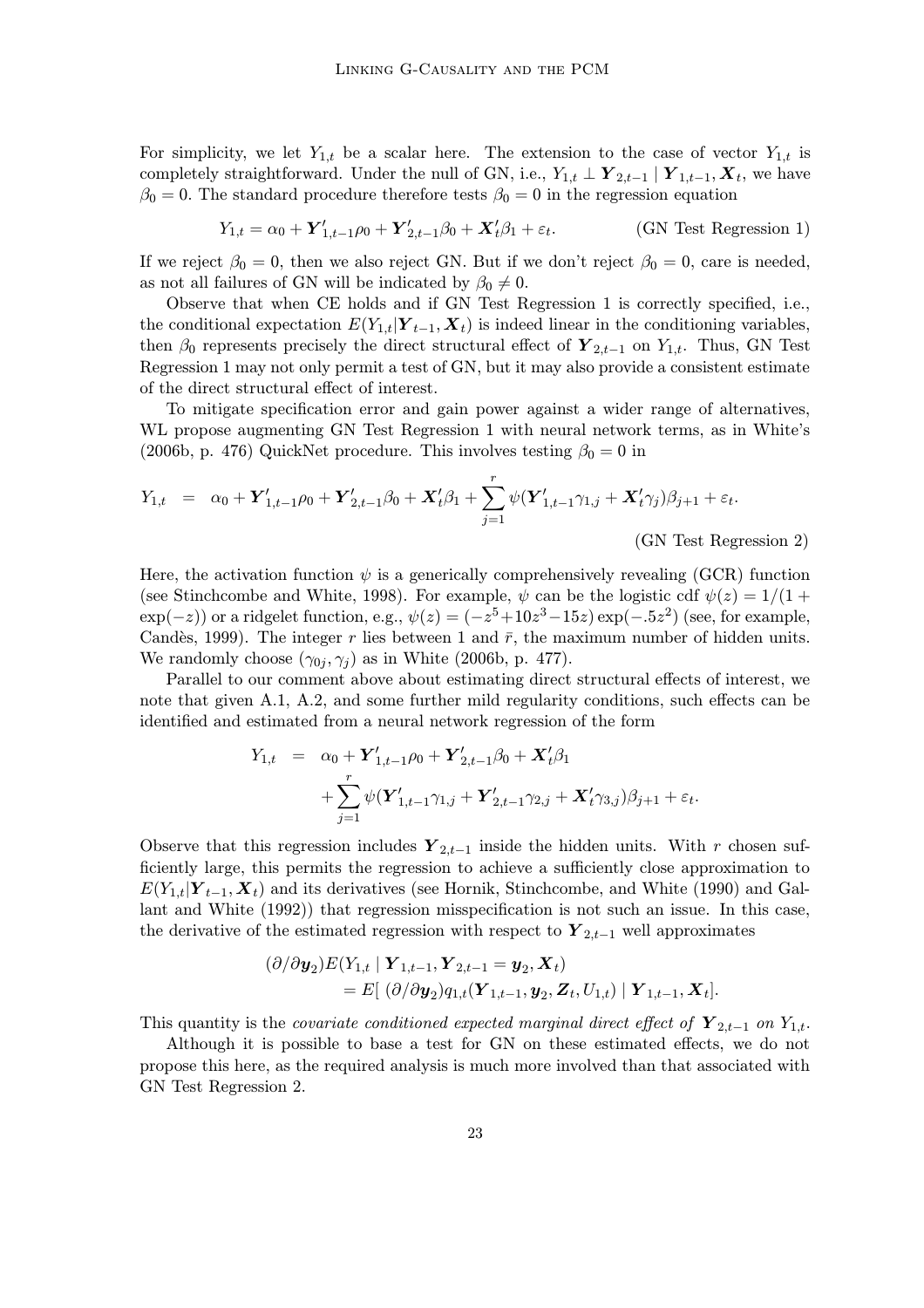For simplicity, we let $Y_{1,t}$ be a scalar here. The extension to the case of vector $Y_{1,t}$ is completely straightforward. Under the null of GN, i.e., $Y_{1,t} \perp \boldsymbol{Y}_{2,t-1} \mid \boldsymbol{Y}_{1,t-1}, \boldsymbol{X}_t$, we have $\beta_0 = 0$. The standard procedure therefore tests $\beta_0 = 0$ in the regression equation

$$Y_{1,t} = \alpha_0 + \boldsymbol{Y}'_{1,t-1}\rho_0 + \boldsymbol{Y}'_{2,t-1}\beta_0 + \boldsymbol{X}'_t\beta_1 + \varepsilon_t. \qquad \text{(GN Test Regression 1)}$$

If we reject $\beta_0 = 0$, then we also reject GN. But if we don't reject $\beta_0 = 0$, care is needed, as not all failures of GN will be indicated by $\beta_0 \neq 0$.

Observe that when CE holds and if GN Test Regression 1 is correctly specified, i.e., the conditional expectation $E(Y_{1,t}|\boldsymbol{Y}_{t-1}, \boldsymbol{X}_t)$ is indeed linear in the conditioning variables, then $\beta_0$ represents precisely the direct structural effect of $\boldsymbol{Y}_{2,t-1}$ on $Y_{1,t}$. Thus, GN Test Regression 1 may not only permit a test of GN, but it may also provide a consistent estimate of the direct structural effect of interest.

To mitigate specification error and gain power against a wider range of alternatives, WL propose augmenting GN Test Regression 1 with neural network terms, as in White's (2006b, p. 476) QuickNet procedure. This involves testing $\beta_0 = 0$ in

$$Y_{1,t} = \alpha_0 + \boldsymbol{Y}'_{1,t-1}\rho_0 + \boldsymbol{Y}'_{2,t-1}\beta_0 + \boldsymbol{X}'_t\beta_1 + \sum_{j=1}^{r} \psi(\boldsymbol{Y}'_{1,t-1}\gamma_{1,j} + \boldsymbol{X}'_t\gamma_j)\beta_{j+1} + \varepsilon_t.$$

(GN Test Regression 2)

Here, the activation function $\psi$ is a generically comprehensively revealing (GCR) function (see Stinchcombe and White, 1998). For example, $\psi$ can be the logistic cdf $\psi(z) = 1/(1 + \exp(-z))$ or a ridgelet function, e.g., $\psi(z) = (-z^5 + 10z^3 - 15z)\exp(-.5z^2)$ (see, for example, Candès, 1999). The integer $r$ lies between 1 and $\bar{r}$, the maximum number of hidden units. We randomly choose $(\gamma_{0j}, \gamma_j)$ as in White (2006b, p. 477).

Parallel to our comment above about estimating direct structural effects of interest, we note that given A.1, A.2, and some further mild regularity conditions, such effects can be identified and estimated from a neural network regression of the form

$$\begin{aligned} Y_{1,t} &= \alpha_0 + \boldsymbol{Y}'_{1,t-1}\rho_0 + \boldsymbol{Y}'_{2,t-1}\beta_0 + \boldsymbol{X}'_t\beta_1 \\ &\quad + \sum_{j=1}^{r} \psi(\boldsymbol{Y}'_{1,t-1}\gamma_{1,j} + \boldsymbol{Y}'_{2,t-1}\gamma_{2,j} + \boldsymbol{X}'_t\gamma_{3,j})\beta_{j+1} + \varepsilon_t. \end{aligned}$$

Observe that this regression includes $\boldsymbol{Y}_{2,t-1}$ inside the hidden units. With $r$ chosen sufficiently large, this permits the regression to achieve a sufficiently close approximation to $E(Y_{1,t}|\boldsymbol{Y}_{t-1}, \boldsymbol{X}_t)$ and its derivatives (see Hornik, Stinchcombe, and White (1990) and Gallant and White (1992)) that regression misspecification is not such an issue. In this case, the derivative of the estimated regression with respect to $\boldsymbol{Y}_{2,t-1}$ well approximates

$$\begin{aligned} &(\partial/\partial \boldsymbol{y}_2)E(Y_{1,t} \mid \boldsymbol{Y}_{1,t-1}, \boldsymbol{Y}_{2,t-1} = \boldsymbol{y}_2, \boldsymbol{X}_t) \\ &\quad = E[\,(\partial/\partial \boldsymbol{y}_2)q_{1,t}(\boldsymbol{Y}_{1,t-1}, \boldsymbol{y}_2, \boldsymbol{Z}_t, U_{1,t}) \mid \boldsymbol{Y}_{1,t-1}, \boldsymbol{X}_t]. \end{aligned}$$

This quantity is the *covariate conditioned expected marginal direct effect of* $\boldsymbol{Y}_{2,t-1}$ *on* $Y_{1,t}$.

Although it is possible to base a test for GN on these estimated effects, we do not propose this here, as the required analysis is much more involved than that associated with GN Test Regression 2.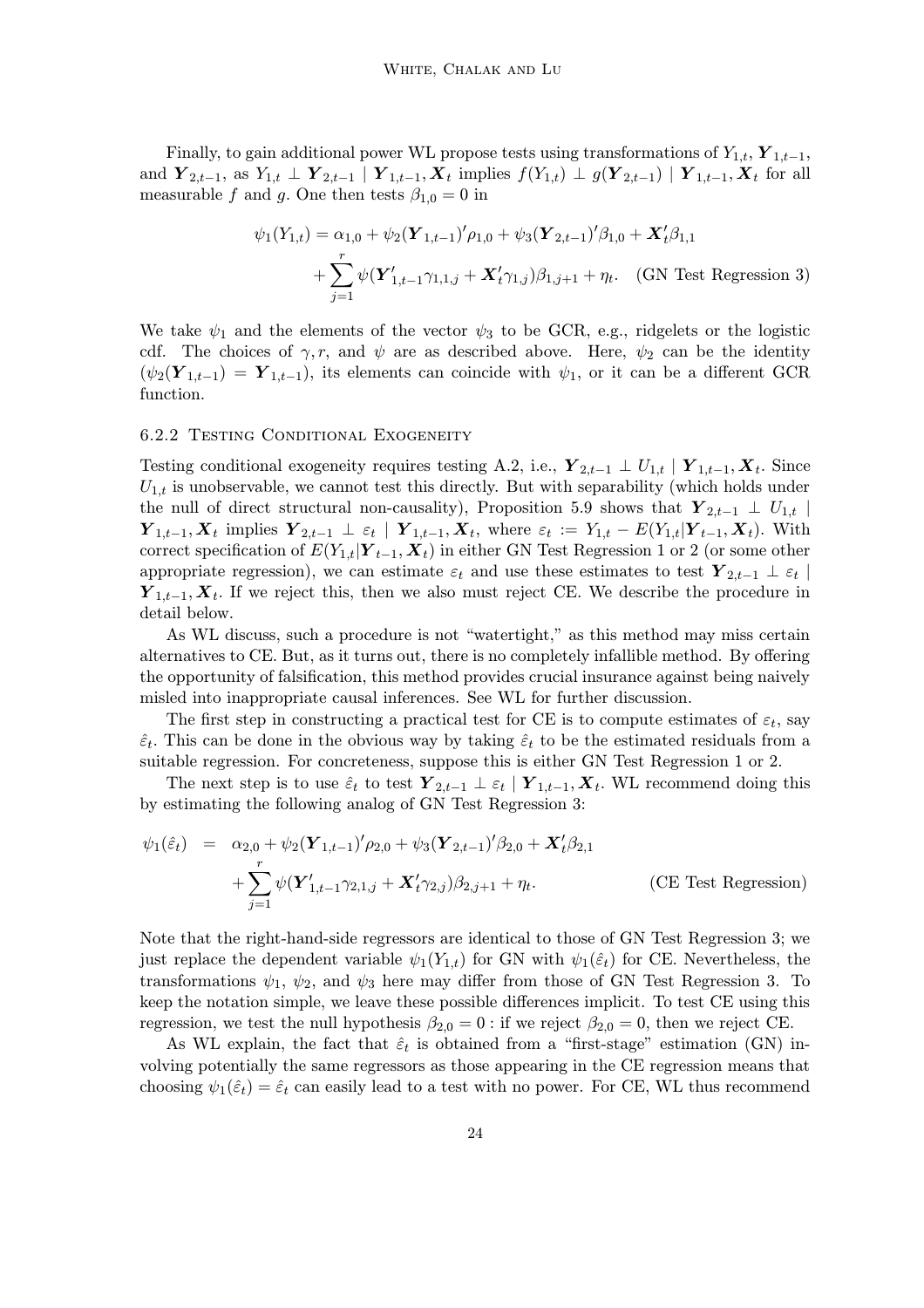Finally, to gain additional power WL propose tests using transformations of $Y_{1,t}$, $\boldsymbol{Y}_{1,t-1}$, and $\boldsymbol{Y}_{2,t-1}$, as $Y_{1,t} \perp \boldsymbol{Y}_{2,t-1} \mid \boldsymbol{Y}_{1,t-1}, \boldsymbol{X}_t$ implies $f(Y_{1,t}) \perp g(\boldsymbol{Y}_{2,t-1}) \mid \boldsymbol{Y}_{1,t-1}, \boldsymbol{X}_t$ for all measurable $f$ and $g$. One then tests $\beta_{1,0} = 0$ in

$$\psi_1(Y_{1,t}) = \alpha_{1,0} + \psi_2(\boldsymbol{Y}_{1,t-1})'\rho_{1,0} + \psi_3(\boldsymbol{Y}_{2,t-1})'\beta_{1,0} + \boldsymbol{X}_t'\beta_{1,1} + \sum_{j=1}^{r} \psi(\boldsymbol{Y}_{1,t-1}'\gamma_{1,1,j} + \boldsymbol{X}_t'\gamma_{1,j})\beta_{1,j+1} + \eta_t. \quad \text{(GN Test Regression 3)}$$

We take $\psi_1$ and the elements of the vector $\psi_3$ to be GCR, e.g., ridgelets or the logistic cdf. The choices of $\gamma, r$, and $\psi$ are as described above. Here, $\psi_2$ can be the identity ($\psi_2(\boldsymbol{Y}_{1,t-1}) = \boldsymbol{Y}_{1,t-1}$), its elements can coincide with $\psi_1$, or it can be a different GCR function.

### 6.2.2 Testing Conditional Exogeneity

Testing conditional exogeneity requires testing A.2, i.e., $\boldsymbol{Y}_{2,t-1} \perp U_{1,t} \mid \boldsymbol{Y}_{1,t-1}, \boldsymbol{X}_t$. Since $U_{1,t}$ is unobservable, we cannot test this directly. But with separability (which holds under the null of direct structural non-causality), Proposition 5.9 shows that $\boldsymbol{Y}_{2,t-1} \perp U_{1,t} \mid \boldsymbol{Y}_{1,t-1}, \boldsymbol{X}_t$ implies $\boldsymbol{Y}_{2,t-1} \perp \varepsilon_t \mid \boldsymbol{Y}_{1,t-1}, \boldsymbol{X}_t$, where $\varepsilon_t := Y_{1,t} - E(Y_{1,t}|\boldsymbol{Y}_{t-1}, \boldsymbol{X}_t)$. With correct specification of $E(Y_{1,t}|\boldsymbol{Y}_{t-1}, \boldsymbol{X}_t)$ in either GN Test Regression 1 or 2 (or some other appropriate regression), we can estimate $\varepsilon_t$ and use these estimates to test $\boldsymbol{Y}_{2,t-1} \perp \varepsilon_t \mid \boldsymbol{Y}_{1,t-1}, \boldsymbol{X}_t$. If we reject this, then we also must reject CE. We describe the procedure in detail below.

As WL discuss, such a procedure is not "watertight," as this method may miss certain alternatives to CE. But, as it turns out, there is no completely infallible method. By offering the opportunity of falsification, this method provides crucial insurance against being naively misled into inappropriate causal inferences. See WL for further discussion.

The first step in constructing a practical test for CE is to compute estimates of $\varepsilon_t$, say $\hat{\varepsilon}_t$. This can be done in the obvious way by taking $\hat{\varepsilon}_t$ to be the estimated residuals from a suitable regression. For concreteness, suppose this is either GN Test Regression 1 or 2.

The next step is to use $\hat{\varepsilon}_t$ to test $\boldsymbol{Y}_{2,t-1} \perp \varepsilon_t \mid \boldsymbol{Y}_{1,t-1}, \boldsymbol{X}_t$. WL recommend doing this by estimating the following analog of GN Test Regression 3:

$$\begin{aligned}\psi_1(\hat{\varepsilon}_t) &= \alpha_{2,0} + \psi_2(\boldsymbol{Y}_{1,t-1})'\rho_{2,0} + \psi_3(\boldsymbol{Y}_{2,t-1})'\beta_{2,0} + \boldsymbol{X}_t'\beta_{2,1} \\ &\quad + \sum_{j=1}^{r} \psi(\boldsymbol{Y}_{1,t-1}'\gamma_{2,1,j} + \boldsymbol{X}_t'\gamma_{2,j})\beta_{2,j+1} + \eta_t. \qquad \text{(CE Test Regression)}\end{aligned}$$

Note that the right-hand-side regressors are identical to those of GN Test Regression 3; we just replace the dependent variable $\psi_1(Y_{1,t})$ for GN with $\psi_1(\hat{\varepsilon}_t)$ for CE. Nevertheless, the transformations $\psi_1$, $\psi_2$, and $\psi_3$ here may differ from those of GN Test Regression 3. To keep the notation simple, we leave these possible differences implicit. To test CE using this regression, we test the null hypothesis $\beta_{2,0} = 0$ : if we reject $\beta_{2,0} = 0$, then we reject CE.

As WL explain, the fact that $\hat{\varepsilon}_t$ is obtained from a "first-stage" estimation (GN) involving potentially the same regressors as those appearing in the CE regression means that choosing $\psi_1(\hat{\varepsilon}_t) = \hat{\varepsilon}_t$ can easily lead to a test with no power. For CE, WL thus recommend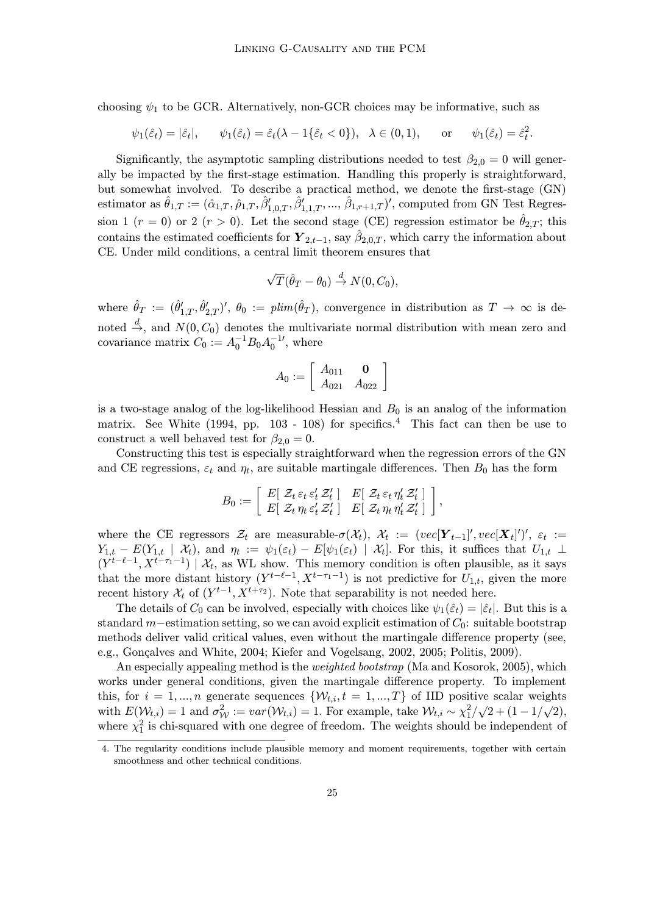choosing $\psi_1$ to be GCR. Alternatively, non-GCR choices may be informative, such as

$$\psi_1(\hat{\varepsilon}_t) = |\hat{\varepsilon}_t|, \qquad \psi_1(\hat{\varepsilon}_t) = \hat{\varepsilon}_t(\lambda - 1\{\hat{\varepsilon}_t < 0\}), \;\; \lambda \in (0,1), \qquad \text{or} \qquad \psi_1(\hat{\varepsilon}_t) = \hat{\varepsilon}_t^2.$$

Significantly, the asymptotic sampling distributions needed to test $\beta_{2,0} = 0$ will generally be impacted by the first-stage estimation. Handling this properly is straightforward, but somewhat involved. To describe a practical method, we denote the first-stage (GN) estimator as $\hat{\theta}_{1,T} := (\hat{\alpha}_{1,T}, \hat{\rho}_{1,T}, \hat{\beta}'_{1,0,T}, \hat{\beta}'_{1,1,T}, ..., \hat{\beta}_{1,r+1,T})'$, computed from GN Test Regression 1 ($r = 0$) or 2 ($r > 0$). Let the second stage (CE) regression estimator be $\hat{\theta}_{2,T}$; this contains the estimated coefficients for $\boldsymbol{Y}_{2,t-1}$, say $\hat{\beta}_{2,0,T}$, which carry the information about CE. Under mild conditions, a central limit theorem ensures that

$$\sqrt{T}(\hat{\theta}_T - \theta_0) \overset{d}{\to} N(0, C_0),$$

where $\hat{\theta}_T := (\hat{\theta}'_{1,T}, \hat{\theta}'_{2,T})'$, $\theta_0 := plim(\hat{\theta}_T)$, convergence in distribution as $T \to \infty$ is denoted $\overset{d}{\to}$, and $N(0, C_0)$ denotes the multivariate normal distribution with mean zero and covariance matrix $C_0 := A_0^{-1} B_0 A_0^{-1\prime}$, where

$$A_0 := \begin{bmatrix} A_{011} & \mathbf{0} \\ A_{021} & A_{022} \end{bmatrix}$$

is a two-stage analog of the log-likelihood Hessian and $B_0$ is an analog of the information matrix. See White (1994, pp. 103 - 108) for specifics.[4] This fact can then be use to construct a well behaved test for $\beta_{2,0} = 0$.

Constructing this test is especially straightforward when the regression errors of the GN and CE regressions, $\varepsilon_t$ and $\eta_t$, are suitable martingale differences. Then $B_0$ has the form

$$B_0 := \begin{bmatrix} E[\; \mathcal{Z}_t \, \varepsilon_t \, \varepsilon'_t \, \mathcal{Z}'_t \;] & E[\; \mathcal{Z}_t \, \varepsilon_t \, \eta'_t \, \mathcal{Z}'_t \;] \\ E[\; \mathcal{Z}_t \, \eta_t \, \varepsilon'_t \, \mathcal{Z}'_t \;] & E[\; \mathcal{Z}_t \, \eta_t \, \eta'_t \, \mathcal{Z}'_t \;] \end{bmatrix},$$

where the CE regressors $\mathcal{Z}_t$ are measurable-$\sigma(\mathcal{X}_t)$, $\mathcal{X}_t := (vec[\boldsymbol{Y}_{t-1}]', vec[\boldsymbol{X}_t]')'$, $\varepsilon_t := Y_{1,t} - E(Y_{1,t} \mid \mathcal{X}_t)$, and $\eta_t := \psi_1(\varepsilon_t) - E[\psi_1(\varepsilon_t) \mid \mathcal{X}_t]$. For this, it suffices that $U_{1,t} \perp (Y^{t-\ell-1}, X^{t-\tau_1-1}) \mid \mathcal{X}_t$, as WL show. This memory condition is often plausible, as it says that the more distant history $(Y^{t-\ell-1}, X^{t-\tau_1-1})$ is not predictive for $U_{1,t}$, given the more recent history $\mathcal{X}_t$ of $(Y^{t-1}, X^{t+\tau_2})$. Note that separability is not needed here.

The details of $C_0$ can be involved, especially with choices like $\psi_1(\hat{\varepsilon}_t) = |\hat{\varepsilon}_t|$. But this is a standard $m-$estimation setting, so we can avoid explicit estimation of $C_0$: suitable bootstrap methods deliver valid critical values, even without the martingale difference property (see, e.g., Gonçalves and White, 2004; Kiefer and Vogelsang, 2002, 2005; Politis, 2009).

An especially appealing method is the *weighted bootstrap* (Ma and Kosorok, 2005), which works under general conditions, given the martingale difference property. To implement this, for $i = 1, ..., n$ generate sequences $\{\mathcal{W}_{t,i}, t = 1, ..., T\}$ of IID positive scalar weights with $E(\mathcal{W}_{t,i}) = 1$ and $\sigma^2_{\mathcal{W}} := var(\mathcal{W}_{t,i}) = 1$. For example, take $\mathcal{W}_{t,i} \sim \chi^2_1/\sqrt{2} + (1 - 1/\sqrt{2})$, where $\chi^2_1$ is chi-squared with one degree of freedom. The weights should be independent of

---

4. The regularity conditions include plausible memory and moment requirements, together with certain smoothness and other technical conditions.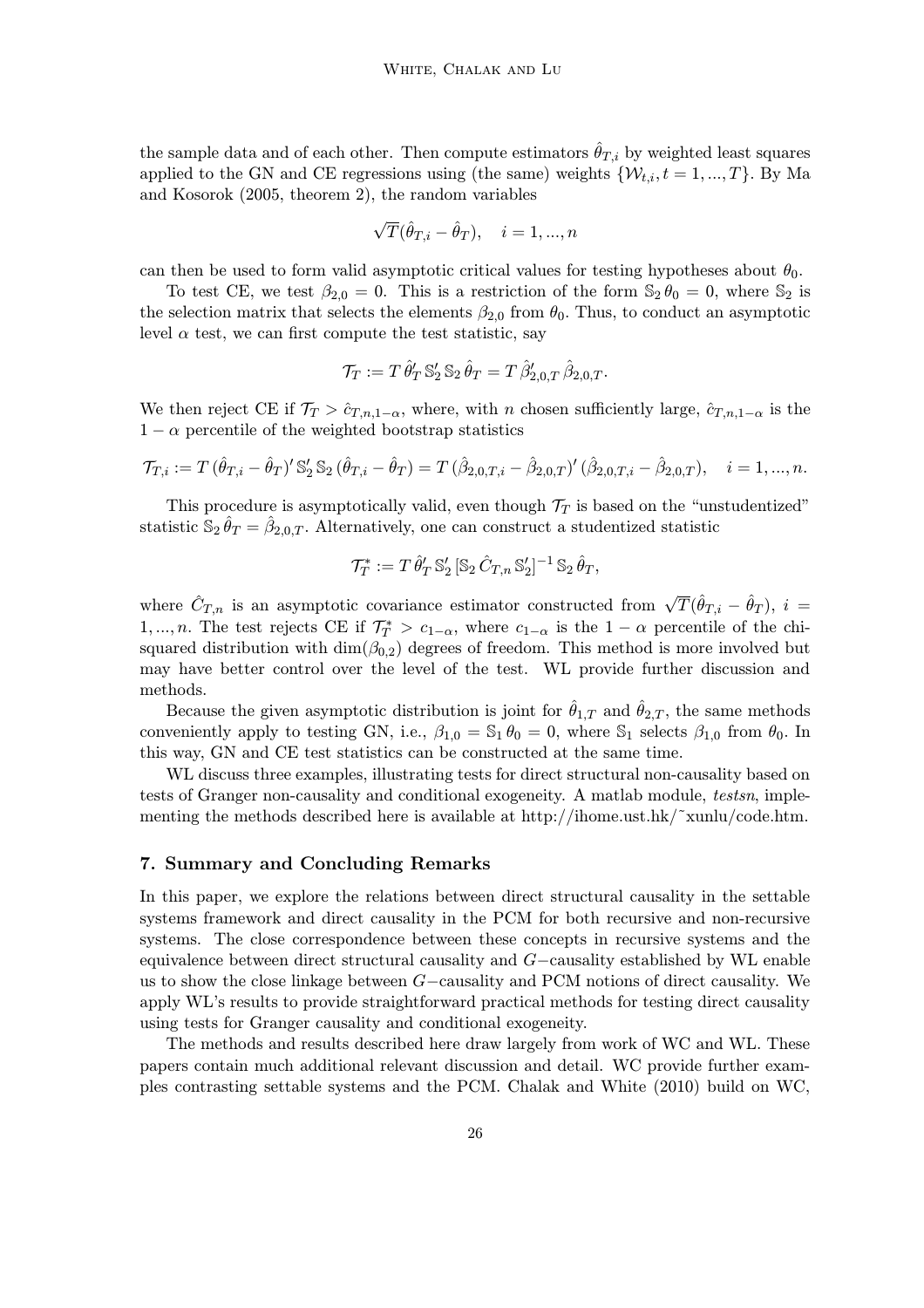the sample data and of each other. Then compute estimators $\hat{\theta}_{T,i}$ by weighted least squares applied to the GN and CE regressions using (the same) weights $\{\mathcal{W}_{t,i}, t = 1, ..., T\}$. By Ma and Kosorok (2005, theorem 2), the random variables

$$\sqrt{T}(\hat{\theta}_{T,i} - \hat{\theta}_T), \quad i = 1, ..., n$$

can then be used to form valid asymptotic critical values for testing hypotheses about $\theta_0$.

To test CE, we test $\beta_{2,0} = 0$. This is a restriction of the form $\mathbb{S}_2\,\theta_0 = 0$, where $\mathbb{S}_2$ is the selection matrix that selects the elements $\beta_{2,0}$ from $\theta_0$. Thus, to conduct an asymptotic level $\alpha$ test, we can first compute the test statistic, say

$$\mathcal{T}_T := T\,\hat{\theta}_T'\,\mathbb{S}_2'\,\mathbb{S}_2\,\hat{\theta}_T = T\,\hat{\beta}_{2,0,T}'\,\hat{\beta}_{2,0,T}.$$

We then reject CE if $\mathcal{T}_T > \hat{c}_{T,n,1-\alpha}$, where, with $n$ chosen sufficiently large, $\hat{c}_{T,n,1-\alpha}$ is the $1-\alpha$ percentile of the weighted bootstrap statistics

$$\mathcal{T}_{T,i} := T\,(\hat{\theta}_{T,i} - \hat{\theta}_T)'\,\mathbb{S}_2'\,\mathbb{S}_2\,(\hat{\theta}_{T,i} - \hat{\theta}_T) = T\,(\hat{\beta}_{2,0,T,i} - \hat{\beta}_{2,0,T})'\,(\hat{\beta}_{2,0,T,i} - \hat{\beta}_{2,0,T}), \quad i = 1, ..., n.$$

This procedure is asymptotically valid, even though $\mathcal{T}_T$ is based on the "unstudentized" statistic $\mathbb{S}_2\,\hat{\theta}_T = \hat{\beta}_{2,0,T}$. Alternatively, one can construct a studentized statistic

$$\mathcal{T}_T^* := T\,\hat{\theta}_T'\,\mathbb{S}_2'\,[\mathbb{S}_2\,\hat{C}_{T,n}\,\mathbb{S}_2']^{-1}\,\mathbb{S}_2\,\hat{\theta}_T,$$

where $\hat{C}_{T,n}$ is an asymptotic covariance estimator constructed from $\sqrt{T}(\hat{\theta}_{T,i} - \hat{\theta}_T)$, $i = 1, ..., n$. The test rejects CE if $\mathcal{T}_T^* > c_{1-\alpha}$, where $c_{1-\alpha}$ is the $1-\alpha$ percentile of the chi-squared distribution with $\dim(\beta_{0,2})$ degrees of freedom. This method is more involved but may have better control over the level of the test. WL provide further discussion and methods.

Because the given asymptotic distribution is joint for $\hat{\theta}_{1,T}$ and $\hat{\theta}_{2,T}$, the same methods conveniently apply to testing GN, i.e., $\beta_{1,0} = \mathbb{S}_1\,\theta_0 = 0$, where $\mathbb{S}_1$ selects $\beta_{1,0}$ from $\theta_0$. In this way, GN and CE test statistics can be constructed at the same time.

WL discuss three examples, illustrating tests for direct structural non-causality based on tests of Granger non-causality and conditional exogeneity. A matlab module, *testsn*, implementing the methods described here is available at http://ihome.ust.hk/˜xunlu/code.htm.

## 7. Summary and Concluding Remarks

In this paper, we explore the relations between direct structural causality in the settable systems framework and direct causality in the PCM for both recursive and non-recursive systems. The close correspondence between these concepts in recursive systems and the equivalence between direct structural causality and $G-$causality established by WL enable us to show the close linkage between $G-$causality and PCM notions of direct causality. We apply WL's results to provide straightforward practical methods for testing direct causality using tests for Granger causality and conditional exogeneity.

The methods and results described here draw largely from work of WC and WL. These papers contain much additional relevant discussion and detail. WC provide further examples contrasting settable systems and the PCM. Chalak and White (2010) build on WC,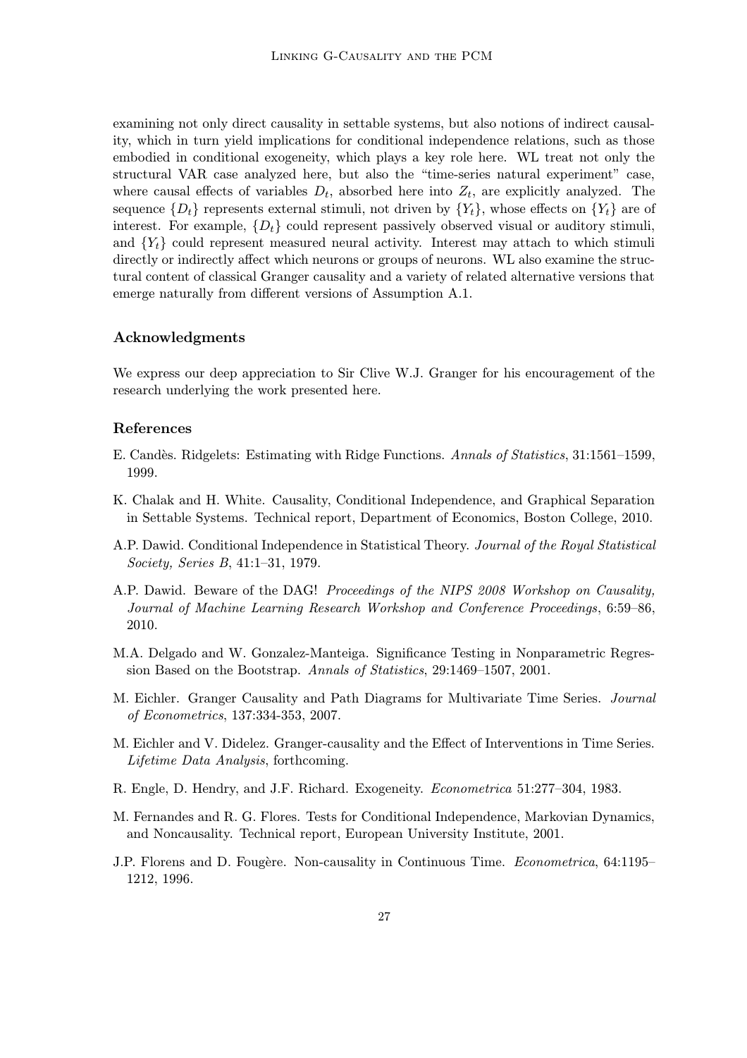examining not only direct causality in settable systems, but also notions of indirect causality, which in turn yield implications for conditional independence relations, such as those embodied in conditional exogeneity, which plays a key role here. WL treat not only the structural VAR case analyzed here, but also the "time-series natural experiment" case, where causal effects of variables $D_t$, absorbed here into $Z_t$, are explicitly analyzed. The sequence $\{D_t\}$ represents external stimuli, not driven by $\{Y_t\}$, whose effects on $\{Y_t\}$ are of interest. For example, $\{D_t\}$ could represent passively observed visual or auditory stimuli, and $\{Y_t\}$ could represent measured neural activity. Interest may attach to which stimuli directly or indirectly affect which neurons or groups of neurons. WL also examine the structural content of classical Granger causality and a variety of related alternative versions that emerge naturally from different versions of Assumption A.1.

## Acknowledgments

We express our deep appreciation to Sir Clive W.J. Granger for his encouragement of the research underlying the work presented here.

## References

E. Candès. Ridgelets: Estimating with Ridge Functions. *Annals of Statistics*, 31:1561–1599, 1999.

K. Chalak and H. White. Causality, Conditional Independence, and Graphical Separation in Settable Systems. Technical report, Department of Economics, Boston College, 2010.

A.P. Dawid. Conditional Independence in Statistical Theory. *Journal of the Royal Statistical Society, Series B*, 41:1–31, 1979.

A.P. Dawid. Beware of the DAG! *Proceedings of the NIPS 2008 Workshop on Causality, Journal of Machine Learning Research Workshop and Conference Proceedings*, 6:59–86, 2010.

M.A. Delgado and W. Gonzalez-Manteiga. Significance Testing in Nonparametric Regression Based on the Bootstrap. *Annals of Statistics*, 29:1469–1507, 2001.

M. Eichler. Granger Causality and Path Diagrams for Multivariate Time Series. *Journal of Econometrics*, 137:334-353, 2007.

M. Eichler and V. Didelez. Granger-causality and the Effect of Interventions in Time Series. *Lifetime Data Analysis*, forthcoming.

R. Engle, D. Hendry, and J.F. Richard. Exogeneity. *Econometrica* 51:277–304, 1983.

M. Fernandes and R. G. Flores. Tests for Conditional Independence, Markovian Dynamics, and Noncausality. Technical report, European University Institute, 2001.

J.P. Florens and D. Fougère. Non-causality in Continuous Time. *Econometrica*, 64:1195–1212, 1996.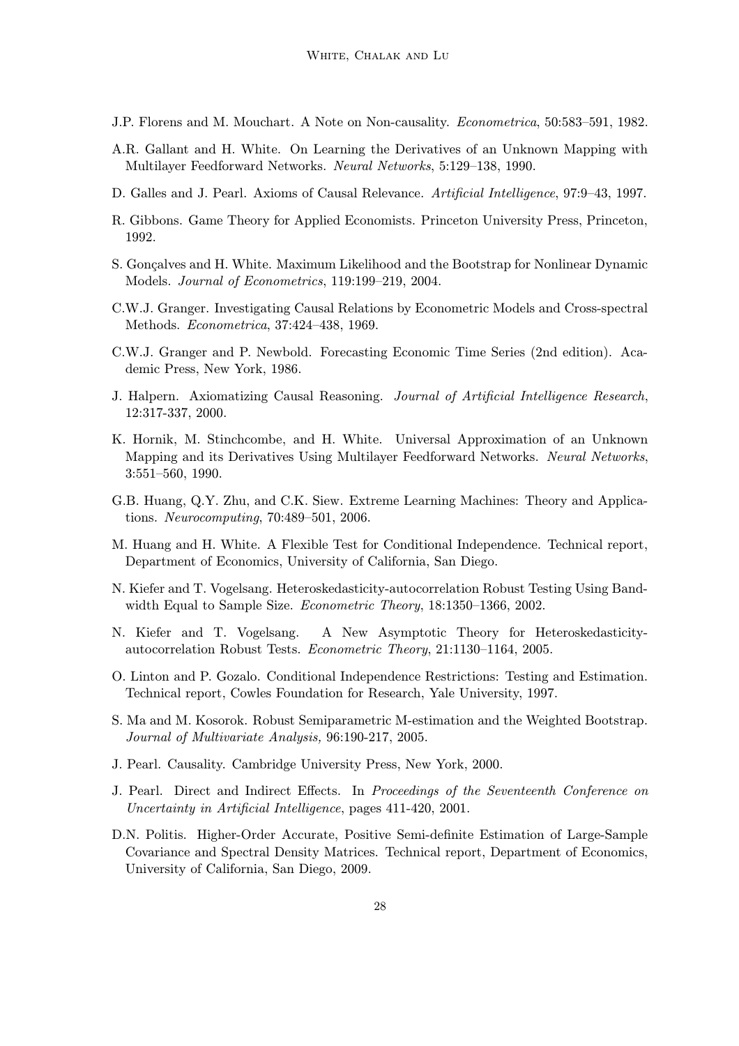J.P. Florens and M. Mouchart. A Note on Non-causality. *Econometrica*, 50:583–591, 1982.

A.R. Gallant and H. White. On Learning the Derivatives of an Unknown Mapping with Multilayer Feedforward Networks. *Neural Networks*, 5:129–138, 1990.

D. Galles and J. Pearl. Axioms of Causal Relevance. *Artificial Intelligence*, 97:9–43, 1997.

R. Gibbons. Game Theory for Applied Economists. Princeton University Press, Princeton, 1992.

S. Gonçalves and H. White. Maximum Likelihood and the Bootstrap for Nonlinear Dynamic Models. *Journal of Econometrics*, 119:199–219, 2004.

C.W.J. Granger. Investigating Causal Relations by Econometric Models and Cross-spectral Methods. *Econometrica*, 37:424–438, 1969.

C.W.J. Granger and P. Newbold. Forecasting Economic Time Series (2nd edition). Academic Press, New York, 1986.

J. Halpern. Axiomatizing Causal Reasoning. *Journal of Artificial Intelligence Research*, 12:317-337, 2000.

K. Hornik, M. Stinchcombe, and H. White. Universal Approximation of an Unknown Mapping and its Derivatives Using Multilayer Feedforward Networks. *Neural Networks*, 3:551–560, 1990.

G.B. Huang, Q.Y. Zhu, and C.K. Siew. Extreme Learning Machines: Theory and Applications. *Neurocomputing*, 70:489–501, 2006.

M. Huang and H. White. A Flexible Test for Conditional Independence. Technical report, Department of Economics, University of California, San Diego.

N. Kiefer and T. Vogelsang. Heteroskedasticity-autocorrelation Robust Testing Using Bandwidth Equal to Sample Size. *Econometric Theory*, 18:1350–1366, 2002.

N. Kiefer and T. Vogelsang. A New Asymptotic Theory for Heteroskedasticity-autocorrelation Robust Tests. *Econometric Theory*, 21:1130–1164, 2005.

O. Linton and P. Gozalo. Conditional Independence Restrictions: Testing and Estimation. Technical report, Cowles Foundation for Research, Yale University, 1997.

S. Ma and M. Kosorok. Robust Semiparametric M-estimation and the Weighted Bootstrap. *Journal of Multivariate Analysis,* 96:190-217, 2005.

J. Pearl. Causality. Cambridge University Press, New York, 2000.

J. Pearl. Direct and Indirect Effects. In *Proceedings of the Seventeenth Conference on Uncertainty in Artificial Intelligence*, pages 411-420, 2001.

D.N. Politis. Higher-Order Accurate, Positive Semi-definite Estimation of Large-Sample Covariance and Spectral Density Matrices. Technical report, Department of Economics, University of California, San Diego, 2009.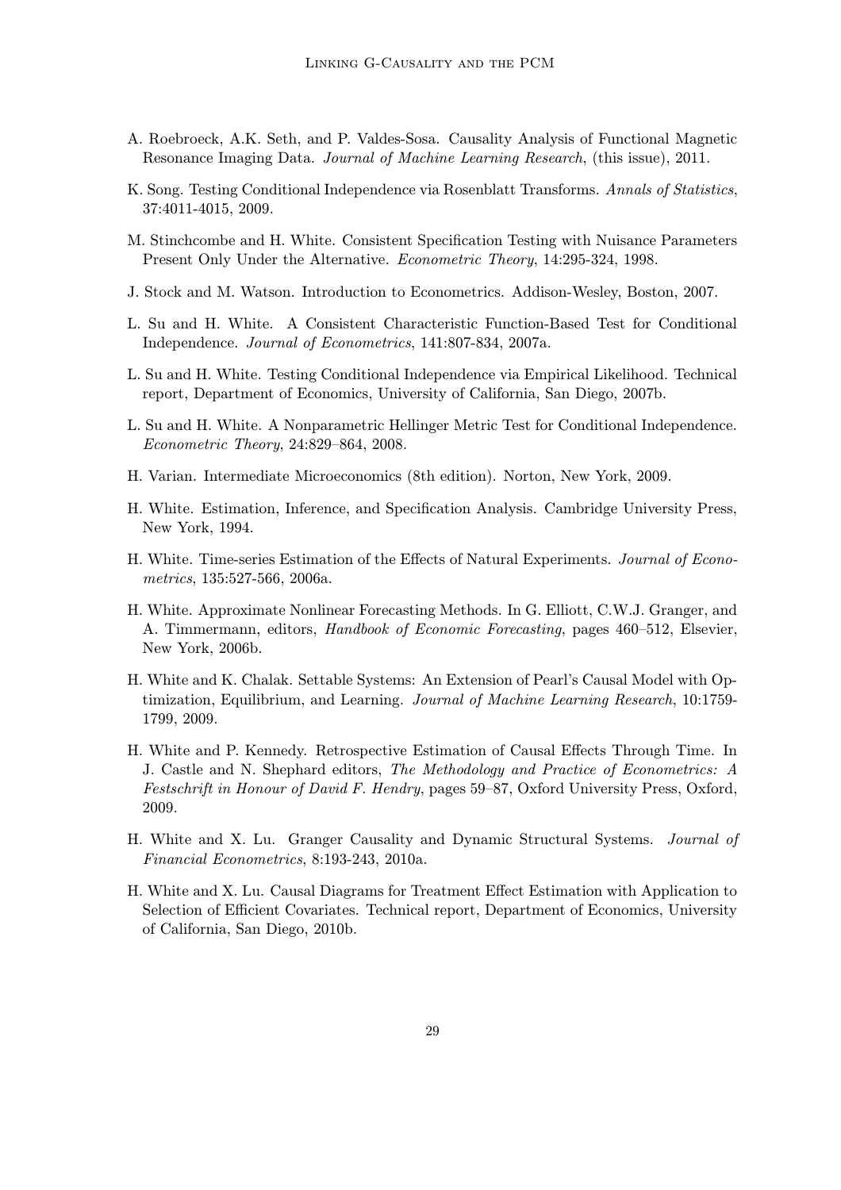A. Roebroeck, A.K. Seth, and P. Valdes-Sosa. Causality Analysis of Functional Magnetic Resonance Imaging Data. *Journal of Machine Learning Research*, (this issue), 2011.

K. Song. Testing Conditional Independence via Rosenblatt Transforms. *Annals of Statistics*, 37:4011-4015, 2009.

M. Stinchcombe and H. White. Consistent Specification Testing with Nuisance Parameters Present Only Under the Alternative. *Econometric Theory*, 14:295-324, 1998.

J. Stock and M. Watson. Introduction to Econometrics. Addison-Wesley, Boston, 2007.

L. Su and H. White. A Consistent Characteristic Function-Based Test for Conditional Independence. *Journal of Econometrics*, 141:807-834, 2007a.

L. Su and H. White. Testing Conditional Independence via Empirical Likelihood. Technical report, Department of Economics, University of California, San Diego, 2007b.

L. Su and H. White. A Nonparametric Hellinger Metric Test for Conditional Independence. *Econometric Theory*, 24:829–864, 2008.

H. Varian. Intermediate Microeconomics (8th edition). Norton, New York, 2009.

H. White. Estimation, Inference, and Specification Analysis. Cambridge University Press, New York, 1994.

H. White. Time-series Estimation of the Effects of Natural Experiments. *Journal of Econometrics*, 135:527-566, 2006a.

H. White. Approximate Nonlinear Forecasting Methods. In G. Elliott, C.W.J. Granger, and A. Timmermann, editors, *Handbook of Economic Forecasting*, pages 460–512, Elsevier, New York, 2006b.

H. White and K. Chalak. Settable Systems: An Extension of Pearl's Causal Model with Optimization, Equilibrium, and Learning. *Journal of Machine Learning Research*, 10:1759-1799, 2009.

H. White and P. Kennedy. Retrospective Estimation of Causal Effects Through Time. In J. Castle and N. Shephard editors, *The Methodology and Practice of Econometrics: A Festschrift in Honour of David F. Hendry*, pages 59–87, Oxford University Press, Oxford, 2009.

H. White and X. Lu. Granger Causality and Dynamic Structural Systems. *Journal of Financial Econometrics*, 8:193-243, 2010a.

H. White and X. Lu. Causal Diagrams for Treatment Effect Estimation with Application to Selection of Efficient Covariates. Technical report, Department of Economics, University of California, San Diego, 2010b.